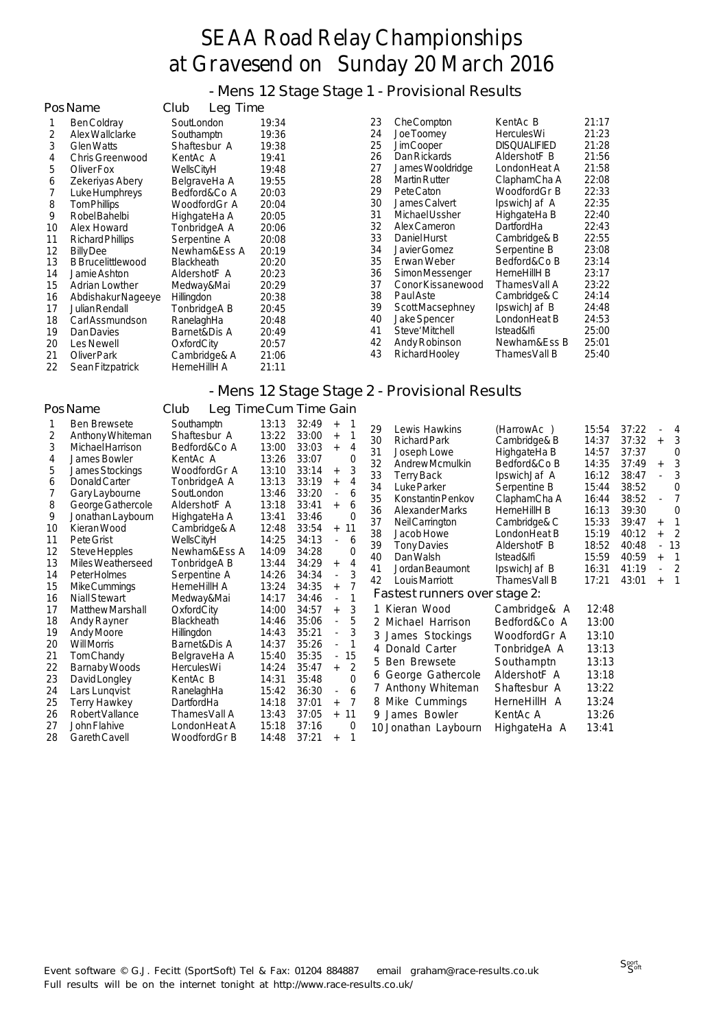# SEAA Road Relay Championships at Gravesend on Sunday 20 March 2016

## - Mens 12 Stage Stage 1 - Provisional Results

| Pos | Name | Club | Leg Time |
|---|---|---|---|
| 1 | Ben Coldray | SoutLondon | 19:34 |
| 2 | Alex Wallclarke | Southamptn | 19:36 |
| 3 | Glen Watts | Shaftesbur A | 19:38 |
| 4 | Chris Greenwood | KentAc A | 19:41 |
| 5 | Oliver Fox | WellsCityH | 19:48 |
| 6 | Zekeriyas Abery | BelgraveHa A | 19:55 |
| 7 | Luke Humphreys | Bedford&Co A | 20:03 |
| 8 | Tom Phillips | WoodfordGr A | 20:04 |
| 9 | Robel Bahelbi | HighgateHa A | 20:05 |
| 10 | Alex Howard | TonbridgeA A | 20:06 |
| 11 | Richard Phillips | Serpentine A | 20:08 |
| 12 | Billy Dee | Newham&Ess A | 20:19 |
| 13 | B Brucelittlewood | Blackheath | 20:20 |
| 14 | Jamie Ashton | AldershotF A | 20:23 |
| 15 | Adrian Lowther | Medway&Mai | 20:29 |
| 16 | Abdishakur Nageeye | Hillingdon | 20:38 |
| 17 | Julian Rendall | TonbridgeA B | 20:45 |
| 18 | Carl Assmundson | RanelaghHa | 20:48 |
| 19 | Dan Davies | Barnet&Dis A | 20:49 |
| 20 | Les Newell | OxfordCity | 20:57 |
| 21 | Oliver Park | Cambridge& A | 21:06 |
| 22 | Sean Fitzpatrick | HerneHillH A | 21:11 |
| 23 | Che Compton | KentAc B | 21:17 |
| 24 | Joe Toomey | HerculesWi | 21:23 |
| 25 | Jim Cooper | DISQUALIFIED | 21:28 |
| 26 | Dan Rickards | AldershotF B | 21:56 |
| 27 | James Wooldridge | LondonHeat A | 21:58 |
| 28 | Martin Rutter | ClaphamCha A | 22:08 |
| 29 | Pete Caton | WoodfordGr B | 22:33 |
| 30 | James Calvert | IpswichJaf A | 22:35 |
| 31 | Michael Ussher | HighgateHa B | 22:40 |
| 32 | Alex Cameron | DartfordHa | 22:43 |
| 33 | Daniel Hurst | Cambridge& B | 22:55 |
| 34 | Javier Gomez | Serpentine B | 23:08 |
| 35 | Erwan Weber | Bedford&Co B | 23:14 |
| 36 | Simon Messenger | HerneHillH B | 23:17 |
| 37 | Conor Kissanewood | ThamesVall A | 23:22 |
| 38 | Paul Aste | Cambridge& C | 24:14 |
| 39 | Scott Macsephney | IpswichJaf B | 24:48 |
| 40 | Jake Spencer | LondonHeat B | 24:53 |
| 41 | Steve'Mitchell | Istead&Ifi | 25:00 |
| 42 | Andy Robinson | Newham&Ess B | 25:01 |
| 43 | Richard Hooley | ThamesVall B | 25:40 |

## - Mens 12 Stage Stage 2 - Provisional Results

| Pos | Name | Club | Leg Time | Cum Time | Gain |
|---|---|---|---|---|---|
| 1 | Ben Brewsete | Southamptn | 13:13 | 32:49 | + 1 |
| 2 | Anthony Whiteman | Shaftesbur A | 13:22 | 33:00 | + 1 |
| 3 | Michael Harrison | Bedford&Co A | 13:00 | 33:03 | + 4 |
| 4 | James Bowler | KentAc A | 13:26 | 33:07 | 0 |
| 5 | James Stockings | WoodfordGr A | 13:10 | 33:14 | + 3 |
| 6 | Donald Carter | TonbridgeA A | 13:13 | 33:19 | + 4 |
| 7 | Gary Laybourne | SoutLondon | 13:46 | 33:20 | - 6 |
| 8 | George Gathercole | AldershotF A | 13:18 | 33:41 | + 6 |
| 9 | Jonathan Laybourn | HighgateHa A | 13:41 | 33:46 | 0 |
| 10 | Kieran Wood | Cambridge& A | 12:48 | 33:54 | + 11 |
| 11 | Pete Grist | WellsCityH | 14:25 | 34:13 | - 6 |
| 12 | Steve Hepples | Newham&Ess A | 14:09 | 34:28 | 0 |
| 13 | Miles Weatherseed | TonbridgeA B | 13:44 | 34:29 | + 4 |
| 14 | Peter Holmes | Serpentine A | 14:26 | 34:34 | - 3 |
| 15 | Mike Cummings | HerneHillH A | 13:24 | 34:35 | + 7 |
| 16 | Niall Stewart | Medway&Mai | 14:17 | 34:46 | - 1 |
| 17 | Matthew Marshall | OxfordCity | 14:00 | 34:57 | + 3 |
| 18 | Andy Rayner | Blackheath | 14:46 | 35:06 | - 5 |
| 19 | Andy Moore | Hillingdon | 14:43 | 35:21 | - 3 |
| 20 | Will Morris | Barnet&Dis A | 14:37 | 35:26 | - 1 |
| 21 | Tom Chandy | BelgraveHa A | 15:40 | 35:35 | - 15 |
| 22 | Barnaby Woods | HerculesWi | 14:24 | 35:47 | + 2 |
| 23 | David Longley | KentAc B | 14:31 | 35:48 | 0 |
| 24 | Lars Lunqvist | RanelaghHa | 15:42 | 36:30 | - 6 |
| 25 | Terry Hawkey | DartfordHa | 14:18 | 37:01 | + 7 |
| 26 | Robert Vallance | ThamesVall A | 13:43 | 37:05 | + 11 |
| 27 | John Flahive | LondonHeat A | 15:18 | 37:16 | 0 |
| 28 | Gareth Cavell | WoodfordGr B | 14:48 | 37:21 | + 1 |
| 29 | Lewis Hawkins | (HarrowAc ) | 15:54 | 37:22 | - 4 |
| 30 | Richard Park | Cambridge& B | 14:37 | 37:32 | + 3 |
| 31 | Joseph Lowe | HighgateHa B | 14:57 | 37:37 | 0 |
| 32 | Andrew Mcmulkin | Bedford&Co B | 14:35 | 37:49 | + 3 |
| 33 | Terry Back | IpswichJaf A | 16:12 | 38:47 | - 3 |
| 34 | Luke Parker | Serpentine B | 15:44 | 38:52 | 0 |
| 35 | Konstantin Penkov | ClaphamCha A | 16:44 | 38:52 | - 7 |
| 36 | Alexander Marks | HerneHillH B | 16:13 | 39:30 | 0 |
| 37 | Neil Carrington | Cambridge& C | 15:33 | 39:47 | + 1 |
| 38 | Jacob Howe | LondonHeat B | 15:19 | 40:12 | + 2 |
| 39 | Tony Davies | AldershotF B | 18:52 | 40:48 | - 13 |
| 40 | Dan Walsh | Istead&Ifi | 15:59 | 40:59 | + 1 |
| 41 | Jordan Beaumont | IpswichJaf B | 16:31 | 41:19 | - 2 |
| 42 | Louis Marriott | ThamesVall B | 17:21 | 43:01 | + 1 |

### Fastest runners over stage 2:

| | Name | Club | Time |
|---|---|---|---|
| 1 | Kieran Wood | Cambridge& A | 12:48 |
| 2 | Michael Harrison | Bedford&Co A | 13:00 |
| 3 | James Stockings | WoodfordGr A | 13:10 |
| 4 | Donald Carter | TonbridgeA A | 13:13 |
| 5 | Ben Brewsete | Southamptn | 13:13 |
| 6 | George Gathercole | AldershotF A | 13:18 |
| 7 | Anthony Whiteman | Shaftesbur A | 13:22 |
| 8 | Mike Cummings | HerneHillH A | 13:24 |
| 9 | James Bowler | KentAc A | 13:26 |
| 10 | Jonathan Laybourn | HighgateHa A | 13:41 |

Event software © G.J. Fecitt (SportSoft) Tel & Fax: 01204 884887 email graham@race-results.co.uk
Full results will be on the internet tonight at http://www.race-results.co.uk/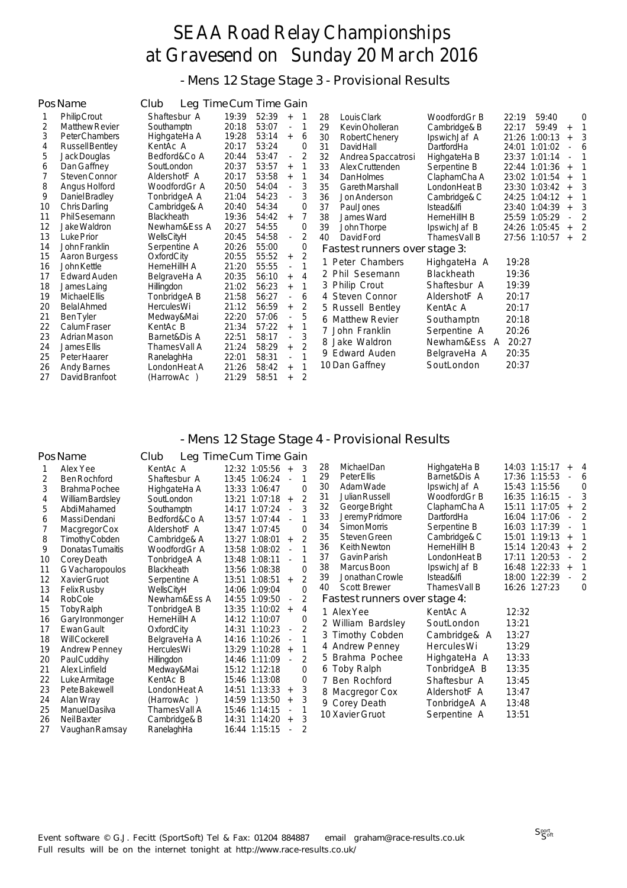# SEAA Road Relay Championships at Gravesend on Sunday 20 March 2016

## - Mens 12 Stage Stage 3 - Provisional Results

| Pos | Name | Club | Leg Time | Cum Time | Gain | |
|---|---|---|---|---|---|---|
| 1 | Philip Crout | Shaftesbur A | 19:39 | 52:39 | + | 1 |
| 2 | Matthew Revier | Southamptn | 20:18 | 53:07 | - | 1 |
| 3 | Peter Chambers | HighgateHa A | 19:28 | 53:14 | + | 6 |
| 4 | Russell Bentley | KentAc A | 20:17 | 53:24 | | 0 |
| 5 | Jack Douglas | Bedford&Co A | 20:44 | 53:47 | - | 2 |
| 6 | Dan Gaffney | SoutLondon | 20:37 | 53:57 | + | 1 |
| 7 | Steven Connor | AldershotF A | 20:17 | 53:58 | + | 1 |
| 8 | Angus Holford | WoodfordGr A | 20:50 | 54:04 | - | 3 |
| 9 | Daniel Bradley | TonbridgeA A | 21:04 | 54:23 | - | 3 |
| 10 | Chris Darling | Cambridge& A | 20:40 | 54:34 | | 0 |
| 11 | Phil Sesemann | Blackheath | 19:36 | 54:42 | + | 7 |
| 12 | Jake Waldron | Newham&Ess A | 20:27 | 54:55 | | 0 |
| 13 | Luke Prior | WellsCityH | 20:45 | 54:58 | - | 2 |
| 14 | John Franklin | Serpentine A | 20:26 | 55:00 | | 0 |
| 15 | Aaron Burgess | OxfordCity | 20:55 | 55:52 | + | 2 |
| 16 | John Kettle | HerneHillH A | 21:20 | 55:55 | - | 1 |
| 17 | Edward Auden | BelgraveHa A | 20:35 | 56:10 | + | 4 |
| 18 | James Laing | Hillingdon | 21:02 | 56:23 | + | 1 |
| 19 | Michael Ellis | TonbridgeA B | 21:58 | 56:27 | - | 6 |
| 20 | Belal Ahmed | HerculesWi | 21:12 | 56:59 | + | 2 |
| 21 | Ben Tyler | Medway&Mai | 22:20 | 57:06 | - | 5 |
| 22 | Calum Fraser | KentAc B | 21:34 | 57:22 | + | 1 |
| 23 | Adrian Mason | Barnet&Dis A | 22:51 | 58:17 | - | 3 |
| 24 | James Ellis | ThamesVall A | 21:24 | 58:29 | + | 2 |
| 25 | Peter Haarer | RanelaghHa | 22:01 | 58:31 | - | 1 |
| 26 | Andy Barnes | LondonHeat A | 21:26 | 58:42 | + | 1 |
| 27 | David Branfoot | (HarrowAc ) | 21:29 | 58:51 | + | 2 |
| 28 | Louis Clark | WoodfordGr B | 22:19 | 59:40 | | 0 |
| 29 | Kevin Oholleran | Cambridge& B | 22:17 | 59:49 | + | 1 |
| 30 | Robert Chenery | IpswichJaf A | 21:26 | 1:00:13 | + | 3 |
| 31 | David Hall | DartfordHa | 24:01 | 1:01:02 | - | 6 |
| 32 | Andrea Spaccatrosi | HighgateHa B | 23:37 | 1:01:14 | - | 1 |
| 33 | Alex Cruttenden | Serpentine B | 22:44 | 1:01:36 | + | 1 |
| 34 | Dan Holmes | ClaphamCha A | 23:02 | 1:01:54 | + | 1 |
| 35 | Gareth Marshall | LondonHeat B | 23:30 | 1:03:42 | + | 3 |
| 36 | Jon Anderson | Cambridge& C | 24:25 | 1:04:12 | + | 1 |
| 37 | Paul Jones | Istead&Ifi | 23:40 | 1:04:39 | + | 3 |
| 38 | James Ward | HerneHillH B | 25:59 | 1:05:29 | - | 2 |
| 39 | John Thorpe | IpswichJaf B | 24:26 | 1:05:45 | + | 2 |
| 40 | David Ford | ThamesVall B | 27:56 | 1:10:57 | + | 2 |

### Fastest runners over stage 3:

| | Name | Club | Time |
|---|---|---|---|
| 1 | Peter Chambers | HighgateHa A | 19:28 |
| 2 | Phil Sesemann | Blackheath | 19:36 |
| 3 | Philip Crout | Shaftesbur A | 19:39 |
| 4 | Steven Connor | AldershotF A | 20:17 |
| 5 | Russell Bentley | KentAc A | 20:17 |
| 6 | Matthew Revier | Southamptn | 20:18 |
| 7 | John Franklin | Serpentine A | 20:26 |
| 8 | Jake Waldron | Newham&Ess A | 20:27 |
| 9 | Edward Auden | BelgraveHa A | 20:35 |
| 10 | Dan Gaffney | SoutLondon | 20:37 |

## - Mens 12 Stage Stage 4 - Provisional Results

| Pos | Name | Club | Leg Time | Cum Time | Gain | |
|---|---|---|---|---|---|---|
| 1 | Alex Yee | KentAc A | 12:32 | 1:05:56 | + | 3 |
| 2 | Ben Rochford | Shaftesbur A | 13:45 | 1:06:24 | - | 1 |
| 3 | Brahma Pochee | HighgateHa A | 13:33 | 1:06:47 | | 0 |
| 4 | William Bardsley | SoutLondon | 13:21 | 1:07:18 | + | 2 |
| 5 | Abdi Mahamed | Southamptn | 14:17 | 1:07:24 | - | 3 |
| 6 | Massi Dendani | Bedford&Co A | 13:57 | 1:07:44 | - | 1 |
| 7 | Macgregor Cox | AldershotF A | 13:47 | 1:07:45 | | 0 |
| 8 | Timothy Cobden | Cambridge& A | 13:27 | 1:08:01 | + | 2 |
| 9 | Donatas Tumaitis | WoodfordGr A | 13:58 | 1:08:02 | - | 1 |
| 10 | Corey Death | TonbridgeA A | 13:48 | 1:08:11 | - | 1 |
| 11 | G Vacharopoulos | Blackheath | 13:56 | 1:08:38 | | 0 |
| 12 | Xavier Gruot | Serpentine A | 13:51 | 1:08:51 | + | 2 |
| 13 | Felix Rusby | WellsCityH | 14:06 | 1:09:04 | | 0 |
| 14 | Rob Cole | Newham&Ess A | 14:55 | 1:09:50 | - | 2 |
| 15 | Toby Ralph | TonbridgeA B | 13:35 | 1:10:02 | + | 4 |
| 16 | Gary Ironmonger | HerneHillH A | 14:12 | 1:10:07 | | 0 |
| 17 | Ewan Gault | OxfordCity | 14:31 | 1:10:23 | - | 2 |
| 18 | Will Cockerell | BelgraveHa A | 14:16 | 1:10:26 | - | 1 |
| 19 | Andrew Penney | HerculesWi | 13:29 | 1:10:28 | + | 1 |
| 20 | Paul Cuddihy | Hillingdon | 14:46 | 1:11:09 | - | 2 |
| 21 | Alex Linfield | Medway&Mai | 15:12 | 1:12:18 | | 0 |
| 22 | Luke Armitage | KentAc B | 15:46 | 1:13:08 | | 0 |
| 23 | Pete Bakewell | LondonHeat A | 14:51 | 1:13:33 | + | 3 |
| 24 | Alan Wray | (HarrowAc ) | 14:59 | 1:13:50 | + | 3 |
| 25 | Manuel Dasilva | ThamesVall A | 15:46 | 1:14:15 | - | 1 |
| 26 | Neil Baxter | Cambridge& B | 14:31 | 1:14:20 | + | 3 |
| 27 | Vaughan Ramsay | RanelaghHa | 16:44 | 1:15:15 | - | 2 |
| 28 | Michael Dan | HighgateHa B | 14:03 | 1:15:17 | + | 4 |
| 29 | Peter Ellis | Barnet&Dis A | 17:36 | 1:15:53 | - | 6 |
| 30 | Adam Wade | IpswichJaf A | 15:43 | 1:15:56 | | 0 |
| 31 | Julian Russell | WoodfordGr B | 16:35 | 1:16:15 | - | 3 |
| 32 | George Bright | ClaphamCha A | 15:11 | 1:17:05 | + | 2 |
| 33 | Jeremy Pridmore | DartfordHa | 16:04 | 1:17:06 | - | 2 |
| 34 | Simon Morris | Serpentine B | 16:03 | 1:17:39 | - | 1 |
| 35 | Steven Green | Cambridge& C | 15:01 | 1:19:13 | + | 1 |
| 36 | Keith Newton | HerneHillH B | 15:14 | 1:20:43 | + | 2 |
| 37 | Gavin Parish | LondonHeat B | 17:11 | 1:20:53 | - | 2 |
| 38 | Marcus Boon | IpswichJaf B | 16:48 | 1:22:33 | + | 1 |
| 39 | Jonathan Crowle | Istead&Ifi | 18:00 | 1:22:39 | - | 2 |
| 40 | Scott Brewer | ThamesVall B | 16:26 | 1:27:23 | | 0 |

### Fastest runners over stage 4:

| | Name | Club | Time |
|---|---|---|---|
| 1 | Alex Yee | KentAc A | 12:32 |
| 2 | William Bardsley | SoutLondon | 13:21 |
| 3 | Timothy Cobden | Cambridge& A | 13:27 |
| 4 | Andrew Penney | HerculesWi | 13:29 |
| 5 | Brahma Pochee | HighgateHa A | 13:33 |
| 6 | Toby Ralph | TonbridgeA B | 13:35 |
| 7 | Ben Rochford | Shaftesbur A | 13:45 |
| 8 | Macgregor Cox | AldershotF A | 13:47 |
| 9 | Corey Death | TonbridgeA A | 13:48 |
| 10 | Xavier Gruot | Serpentine A | 13:51 |

Event software © G.J. Fecitt (SportSoft) Tel & Fax: 01204 884887 email graham@race-results.co.uk
Full results will be on the internet tonight at http://www.race-results.co.uk/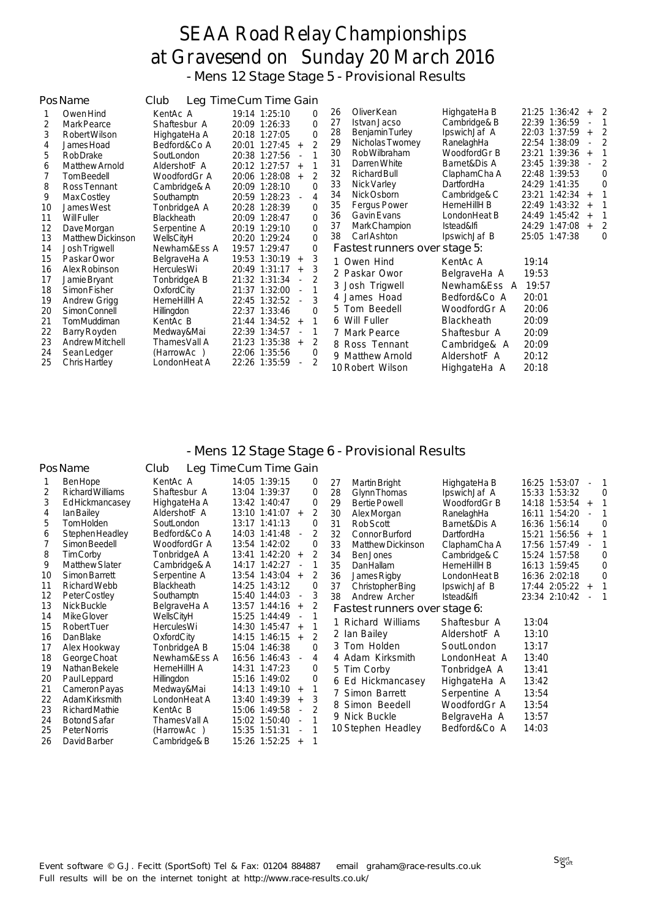# SEAA Road Relay Championships at Gravesend on Sunday 20 March 2016

## - Mens 12 Stage Stage 5 - Provisional Results

| Pos | Name | Club | Leg Time | Cum Time | Gain | |
|---|---|---|---|---|---|---|
| 1 | Owen Hind | KentAc A | 19:14 | 1:25:10 | | 0 |
| 2 | Mark Pearce | Shaftesbur A | 20:09 | 1:26:33 | | 0 |
| 3 | Robert Wilson | HighgateHa A | 20:18 | 1:27:05 | | 0 |
| 4 | James Hoad | Bedford&Co A | 20:01 | 1:27:45 | + | 2 |
| 5 | Rob Drake | SoutLondon | 20:38 | 1:27:56 | - | 1 |
| 6 | Matthew Arnold | AldershotF A | 20:12 | 1:27:57 | + | 1 |
| 7 | Tom Beedell | WoodfordGr A | 20:06 | 1:28:08 | + | 2 |
| 8 | Ross Tennant | Cambridge& A | 20:09 | 1:28:10 | | 0 |
| 9 | Max Costley | Southamptn | 20:59 | 1:28:23 | - | 4 |
| 10 | James West | TonbridgeA A | 20:28 | 1:28:39 | | 0 |
| 11 | Will Fuller | Blackheath | 20:09 | 1:28:47 | | 0 |
| 12 | Dave Morgan | Serpentine A | 20:19 | 1:29:10 | | 0 |
| 13 | Matthew Dickinson | WellsCityH | 20:20 | 1:29:24 | | 0 |
| 14 | Josh Trigwell | Newham&Ess A | 19:57 | 1:29:47 | | 0 |
| 15 | Paskar Owor | BelgraveHa A | 19:53 | 1:30:19 | + | 3 |
| 16 | Alex Robinson | HerculesWi | 20:49 | 1:31:17 | + | 3 |
| 17 | Jamie Bryant | TonbridgeA B | 21:32 | 1:31:34 | - | 2 |
| 18 | Simon Fisher | OxfordCity | 21:37 | 1:32:00 | - | 1 |
| 19 | Andrew Grigg | HerneHillH A | 22:45 | 1:32:52 | - | 3 |
| 20 | Simon Connell | Hillingdon | 22:37 | 1:33:46 | | 0 |
| 21 | Tom Muddiman | KentAc B | 21:44 | 1:34:52 | + | 1 |
| 22 | Barry Royden | Medway&Mai | 22:39 | 1:34:57 | - | 1 |
| 23 | Andrew Mitchell | ThamesVall A | 21:23 | 1:35:38 | + | 2 |
| 24 | Sean Ledger | (HarrowAc ) | 22:06 | 1:35:56 | | 0 |
| 25 | Chris Hartley | LondonHeat A | 22:26 | 1:35:59 | - | 2 |
| 26 | Oliver Kean | HighgateHa B | 21:25 | 1:36:42 | + | 2 |
| 27 | Istvan Jacso | Cambridge& B | 22:39 | 1:36:59 | - | 1 |
| 28 | Benjamin Turley | IpswichJaf A | 22:03 | 1:37:59 | + | 2 |
| 29 | Nicholas Twomey | RanelaghHa | 22:54 | 1:38:09 | - | 2 |
| 30 | Rob Wilbraham | WoodfordGr B | 23:21 | 1:39:36 | + | 1 |
| 31 | Darren White | Barnet&Dis A | 23:45 | 1:39:38 | - | 2 |
| 32 | Richard Bull | ClaphamCha A | 22:48 | 1:39:53 | | 0 |
| 33 | Nick Varley | DartfordHa | 24:29 | 1:41:35 | | 0 |
| 34 | Nick Osborn | Cambridge& C | 23:21 | 1:42:34 | + | 1 |
| 35 | Fergus Power | HerneHillH B | 22:49 | 1:43:32 | + | 1 |
| 36 | Gavin Evans | LondonHeat B | 24:49 | 1:45:42 | + | 1 |
| 37 | Mark Champion | Istead&Ifi | 24:29 | 1:47:08 | + | 2 |
| 38 | Carl Ashton | IpswichJaf B | 25:05 | 1:47:38 | | 0 |

### Fastest runners over stage 5:

| | Name | Club | Time |
|---|---|---|---|
| 1 | Owen Hind | KentAc A | 19:14 |
| 2 | Paskar Owor | BelgraveHa A | 19:53 |
| 3 | Josh Trigwell | Newham&Ess A | 19:57 |
| 4 | James Hoad | Bedford&Co A | 20:01 |
| 5 | Tom Beedell | WoodfordGr A | 20:06 |
| 6 | Will Fuller | Blackheath | 20:09 |
| 7 | Mark Pearce | Shaftesbur A | 20:09 |
| 8 | Ross Tennant | Cambridge& A | 20:09 |
| 9 | Matthew Arnold | AldershotF A | 20:12 |
| 10 | Robert Wilson | HighgateHa A | 20:18 |

## - Mens 12 Stage Stage 6 - Provisional Results

| Pos | Name | Club | Leg Time | Cum Time | Gain | |
|---|---|---|---|---|---|---|
| 1 | Ben Hope | KentAc A | 14:05 | 1:39:15 | | 0 |
| 2 | Richard Williams | Shaftesbur A | 13:04 | 1:39:37 | | 0 |
| 3 | Ed Hickmancasey | HighgateHa A | 13:42 | 1:40:47 | | 0 |
| 4 | Ian Bailey | AldershotF A | 13:10 | 1:41:07 | + | 2 |
| 5 | Tom Holden | SoutLondon | 13:17 | 1:41:13 | | 0 |
| 6 | Stephen Headley | Bedford&Co A | 14:03 | 1:41:48 | - | 2 |
| 7 | Simon Beedell | WoodfordGr A | 13:54 | 1:42:02 | | 0 |
| 8 | Tim Corby | TonbridgeA A | 13:41 | 1:42:20 | + | 2 |
| 9 | Matthew Slater | Cambridge& A | 14:17 | 1:42:27 | - | 1 |
| 10 | Simon Barrett | Serpentine A | 13:54 | 1:43:04 | + | 2 |
| 11 | Richard Webb | Blackheath | 14:25 | 1:43:12 | | 0 |
| 12 | Peter Costley | Southamptn | 15:40 | 1:44:03 | - | 3 |
| 13 | Nick Buckle | BelgraveHa A | 13:57 | 1:44:16 | + | 2 |
| 14 | Mike Glover | WellsCityH | 15:25 | 1:44:49 | - | 1 |
| 15 | Robert Tuer | HerculesWi | 14:30 | 1:45:47 | + | 1 |
| 16 | Dan Blake | OxfordCity | 14:15 | 1:46:15 | + | 2 |
| 17 | Alex Hookway | TonbridgeA B | 15:04 | 1:46:38 | | 0 |
| 18 | George Choat | Newham&Ess A | 16:56 | 1:46:43 | - | 4 |
| 19 | Nathan Bekele | HerneHillH A | 14:31 | 1:47:23 | | 0 |
| 20 | Paul Leppard | Hillingdon | 15:16 | 1:49:02 | | 0 |
| 21 | Cameron Payas | Medway&Mai | 14:13 | 1:49:10 | + | 1 |
| 22 | Adam Kirksmith | LondonHeat A | 13:40 | 1:49:39 | + | 3 |
| 23 | Richard Mathie | KentAc B | 15:06 | 1:49:58 | - | 2 |
| 24 | Botond Safar | ThamesVall A | 15:02 | 1:50:40 | - | 1 |
| 25 | Peter Norris | (HarrowAc ) | 15:35 | 1:51:31 | - | 1 |
| 26 | David Barber | Cambridge& B | 15:26 | 1:52:25 | + | 1 |
| 27 | Martin Bright | HighgateHa B | 16:25 | 1:53:07 | - | 1 |
| 28 | Glynn Thomas | IpswichJaf A | 15:33 | 1:53:32 | | 0 |
| 29 | Bertie Powell | WoodfordGr B | 14:18 | 1:53:54 | + | 1 |
| 30 | Alex Morgan | RanelaghHa | 16:11 | 1:54:20 | - | 1 |
| 31 | Rob Scott | Barnet&Dis A | 16:36 | 1:56:14 | | 0 |
| 32 | Connor Burford | DartfordHa | 15:21 | 1:56:56 | + | 1 |
| 33 | Matthew Dickinson | ClaphamCha A | 17:56 | 1:57:49 | - | 1 |
| 34 | Ben Jones | Cambridge& C | 15:24 | 1:57:58 | | 0 |
| 35 | Dan Hallam | HerneHillH B | 16:13 | 1:59:45 | | 0 |
| 36 | James Rigby | LondonHeat B | 16:36 | 2:02:18 | | 0 |
| 37 | Christopher Bing | IpswichJaf B | 17:44 | 2:05:22 | + | 1 |
| 38 | Andrew Archer | Istead&Ifi | 23:34 | 2:10:42 | - | 1 |

### Fastest runners over stage 6:

| | Name | Club | Time |
|---|---|---|---|
| 1 | Richard Williams | Shaftesbur A | 13:04 |
| 2 | Ian Bailey | AldershotF A | 13:10 |
| 3 | Tom Holden | SoutLondon | 13:17 |
| 4 | Adam Kirksmith | LondonHeat A | 13:40 |
| 5 | Tim Corby | TonbridgeA A | 13:41 |
| 6 | Ed Hickmancasey | HighgateHa A | 13:42 |
| 7 | Simon Barrett | Serpentine A | 13:54 |
| 8 | Simon Beedell | WoodfordGr A | 13:54 |
| 9 | Nick Buckle | BelgraveHa A | 13:57 |
| 10 | Stephen Headley | Bedford&Co A | 14:03 |

Event software © G.J. Fecitt (SportSoft) Tel & Fax: 01204 884887 email graham@race-results.co.uk
Full results will be on the internet tonight at http://www.race-results.co.uk/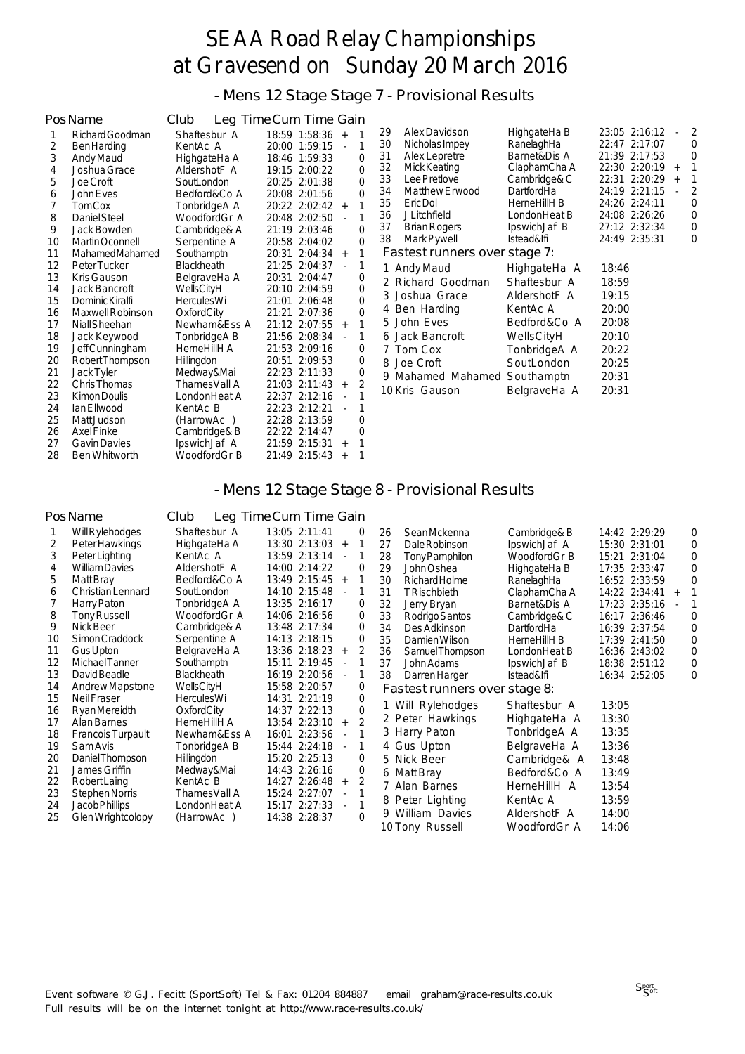# SEAA Road Relay Championships at Gravesend on Sunday 20 March 2016

## - Mens 12 Stage Stage 7 - Provisional Results

| Pos | Name | Club | Leg Time | Cum Time | Gain | |
|---|---|---|---|---|---|---|
| 1 | Richard Goodman | Shaftesbur A | 18:59 | 1:58:36 | + | 1 |
| 2 | Ben Harding | KentAc A | 20:00 | 1:59:15 | - | 1 |
| 3 | Andy Maud | HighgateHa A | 18:46 | 1:59:33 | | 0 |
| 4 | Joshua Grace | AldershotF A | 19:15 | 2:00:22 | | 0 |
| 5 | Joe Croft | SoutLondon | 20:25 | 2:01:38 | | 0 |
| 6 | John Eves | Bedford&Co A | 20:08 | 2:01:56 | | 0 |
| 7 | Tom Cox | TonbridgeA A | 20:22 | 2:02:42 | + | 1 |
| 8 | Daniel Steel | WoodfordGr A | 20:48 | 2:02:50 | - | 1 |
| 9 | Jack Bowden | Cambridge& A | 21:19 | 2:03:46 | | 0 |
| 10 | Martin Oconnell | Serpentine A | 20:58 | 2:04:02 | | 0 |
| 11 | Mahamed Mahamed | Southamptn | 20:31 | 2:04:34 | + | 1 |
| 12 | Peter Tucker | Blackheath | 21:25 | 2:04:37 | - | 1 |
| 13 | Kris Gauson | BelgraveHa A | 20:31 | 2:04:47 | | 0 |
| 14 | Jack Bancroft | WellsCityH | 20:10 | 2:04:59 | | 0 |
| 15 | Dominic Kiralfi | HerculesWi | 21:01 | 2:06:48 | | 0 |
| 16 | Maxwell Robinson | OxfordCity | 21:21 | 2:07:36 | | 0 |
| 17 | Niall Sheehan | Newham&Ess A | 21:12 | 2:07:55 | + | 1 |
| 18 | Jack Keywood | TonbridgeA B | 21:56 | 2:08:34 | - | 1 |
| 19 | Jeff Cunningham | HerneHillH A | 21:53 | 2:09:16 | | 0 |
| 20 | Robert Thompson | Hillingdon | 20:51 | 2:09:53 | | 0 |
| 21 | Jack Tyler | Medway&Mai | 22:23 | 2:11:33 | | 0 |
| 22 | Chris Thomas | ThamesVall A | 21:03 | 2:11:43 | + | 2 |
| 23 | Kimon Doulis | LondonHeat A | 22:37 | 2:12:16 | - | 1 |
| 24 | Ian Ellwood | KentAc B | 22:23 | 2:12:21 | - | 1 |
| 25 | Matt Judson | (HarrowAc ) | 22:28 | 2:13:59 | | 0 |
| 26 | Axel Finke | Cambridge& B | 22:22 | 2:14:47 | | 0 |
| 27 | Gavin Davies | IpswichJaf A | 21:59 | 2:15:31 | + | 1 |
| 28 | Ben Whitworth | WoodfordGr B | 21:49 | 2:15:43 | + | 1 |
| 29 | Alex Davidson | HighgateHa B | 23:05 | 2:16:12 | - | 2 |
| 30 | Nicholas Impey | RanelaghHa | 22:47 | 2:17:07 | | 0 |
| 31 | Alex Lepretre | Barnet&Dis A | 21:39 | 2:17:53 | | 0 |
| 32 | Mick Keating | ClaphamCha A | 22:30 | 2:20:19 | + | 1 |
| 33 | Lee Pretlove | Cambridge& C | 22:31 | 2:20:29 | + | 1 |
| 34 | Matthew Erwood | DartfordHa | 24:19 | 2:21:15 | - | 2 |
| 35 | Eric Dol | HerneHillH B | 24:26 | 2:24:11 | | 0 |
| 36 | J Litchfield | LondonHeat B | 24:08 | 2:26:26 | | 0 |
| 37 | Brian Rogers | IpswichJaf B | 27:12 | 2:32:34 | | 0 |
| 38 | Mark Pywell | Istead&Ifi | 24:49 | 2:35:31 | | 0 |

### Fastest runners over stage 7:

| | Name | Club | Time |
|---|---|---|---|
| 1 | Andy Maud | HighgateHa A | 18:46 |
| 2 | Richard Goodman | Shaftesbur A | 18:59 |
| 3 | Joshua Grace | AldershotF A | 19:15 |
| 4 | Ben Harding | KentAc A | 20:00 |
| 5 | John Eves | Bedford&Co A | 20:08 |
| 6 | Jack Bancroft | WellsCityH | 20:10 |
| 7 | Tom Cox | TonbridgeA A | 20:22 |
| 8 | Joe Croft | SoutLondon | 20:25 |
| 9 | Mahamed Mahamed | Southamptn | 20:31 |
| 10 | Kris Gauson | BelgraveHa A | 20:31 |

## - Mens 12 Stage Stage 8 - Provisional Results

| Pos | Name | Club | Leg Time | Cum Time | Gain | |
|---|---|---|---|---|---|---|
| 1 | Will Rylehodges | Shaftesbur A | 13:05 | 2:11:41 | | 0 |
| 2 | Peter Hawkings | HighgateHa A | 13:30 | 2:13:03 | + | 1 |
| 3 | Peter Lighting | KentAc A | 13:59 | 2:13:14 | - | 1 |
| 4 | William Davies | AldershotF A | 14:00 | 2:14:22 | | 0 |
| 5 | Matt Bray | Bedford&Co A | 13:49 | 2:15:45 | + | 1 |
| 6 | Christian Lennard | SoutLondon | 14:10 | 2:15:48 | - | 1 |
| 7 | Harry Paton | TonbridgeA A | 13:35 | 2:16:17 | | 0 |
| 8 | Tony Russell | WoodfordGr A | 14:06 | 2:16:56 | | 0 |
| 9 | Nick Beer | Cambridge& A | 13:48 | 2:17:34 | | 0 |
| 10 | Simon Craddock | Serpentine A | 14:13 | 2:18:15 | | 0 |
| 11 | Gus Upton | BelgraveHa A | 13:36 | 2:18:23 | + | 2 |
| 12 | Michael Tanner | Southamptn | 15:11 | 2:19:45 | - | 1 |
| 13 | David Beadle | Blackheath | 16:19 | 2:20:56 | - | 1 |
| 14 | Andrew Mapstone | WellsCityH | 15:58 | 2:20:57 | | 0 |
| 15 | Neil Fraser | HerculesWi | 14:31 | 2:21:19 | | 0 |
| 16 | Ryan Mereidth | OxfordCity | 14:37 | 2:22:13 | | 0 |
| 17 | Alan Barnes | HerneHillH A | 13:54 | 2:23:10 | + | 2 |
| 18 | Francois Turpault | Newham&Ess A | 16:01 | 2:23:56 | - | 1 |
| 19 | Sam Avis | TonbridgeA B | 15:44 | 2:24:18 | - | 1 |
| 20 | Daniel Thompson | Hillingdon | 15:20 | 2:25:13 | | 0 |
| 21 | James Griffin | Medway&Mai | 14:43 | 2:26:16 | | 0 |
| 22 | Robert Laing | KentAc B | 14:27 | 2:26:48 | + | 2 |
| 23 | Stephen Norris | ThamesVall A | 15:24 | 2:27:07 | - | 1 |
| 24 | Jacob Phillips | LondonHeat A | 15:17 | 2:27:33 | - | 1 |
| 25 | Glen Wrightcolopy | (HarrowAc ) | 14:38 | 2:28:37 | | 0 |
| 26 | Sean Mckenna | Cambridge& B | 14:42 | 2:29:29 | | 0 |
| 27 | Dale Robinson | IpswichJaf A | 15:30 | 2:31:01 | | 0 |
| 28 | Tony Pamphilon | WoodfordGr B | 15:21 | 2:31:04 | | 0 |
| 29 | John Oshea | HighgateHa B | 17:35 | 2:33:47 | | 0 |
| 30 | Richard Holme | RanelaghHa | 16:52 | 2:33:59 | | 0 |
| 31 | T Rischbieth | ClaphamCha A | 14:22 | 2:34:41 | + | 1 |
| 32 | Jerry Bryan | Barnet&Dis A | 17:23 | 2:35:16 | - | 1 |
| 33 | Rodrigo Santos | Cambridge& C | 16:17 | 2:36:46 | | 0 |
| 34 | Des Adkinson | DartfordHa | 16:39 | 2:37:54 | | 0 |
| 35 | Damien Wilson | HerneHillH B | 17:39 | 2:41:50 | | 0 |
| 36 | Samuel Thompson | LondonHeat B | 16:36 | 2:43:02 | | 0 |
| 37 | John Adams | IpswichJaf B | 18:38 | 2:51:12 | | 0 |
| 38 | Darren Harger | Istead&Ifi | 16:34 | 2:52:05 | | 0 |

### Fastest runners over stage 8:

| | Name | Club | Time |
|---|---|---|---|
| 1 | Will Rylehodges | Shaftesbur A | 13:05 |
| 2 | Peter Hawkings | HighgateHa A | 13:30 |
| 3 | Harry Paton | TonbridgeA A | 13:35 |
| 4 | Gus Upton | BelgraveHa A | 13:36 |
| 5 | Nick Beer | Cambridge& A | 13:48 |
| 6 | Matt Bray | Bedford&Co A | 13:49 |
| 7 | Alan Barnes | HerneHillH A | 13:54 |
| 8 | Peter Lighting | KentAc A | 13:59 |
| 9 | William Davies | AldershotF A | 14:00 |
| 10 | Tony Russell | WoodfordGr A | 14:06 |

Event software © G.J. Fecitt (SportSoft) Tel & Fax: 01204 884887 email graham@race-results.co.uk
Full results will be on the internet tonight at http://www.race-results.co.uk/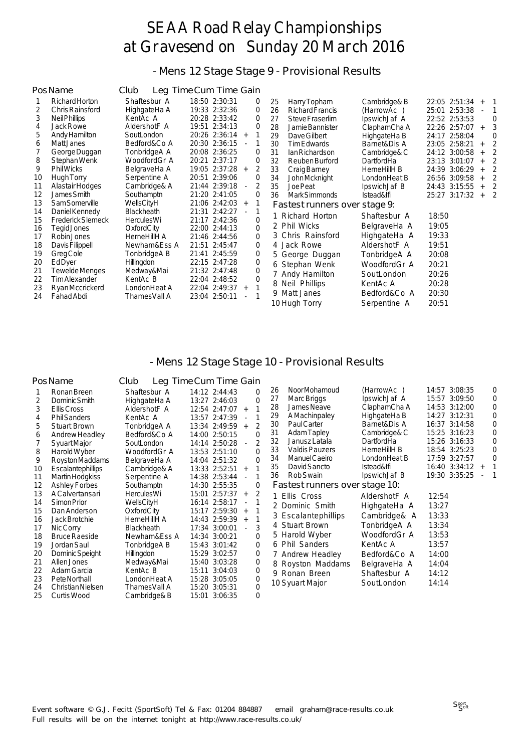# SEAA Road Relay Championships at Gravesend on Sunday 20 March 2016

## - Mens 12 Stage Stage 9 - Provisional Results

| Pos | Name | Club | Leg Time | Cum Time | Gain | |
|---|---|---|---|---|---|---|
| 1 | Richard Horton | Shaftesbur A | 18:50 | 2:30:31 | | 0 |
| 2 | Chris Rainsford | HighgateHa A | 19:33 | 2:32:36 | | 0 |
| 3 | Neil Phillips | KentAc A | 20:28 | 2:33:42 | | 0 |
| 4 | Jack Rowe | AldershotF A | 19:51 | 2:34:13 | | 0 |
| 5 | Andy Hamilton | SoutLondon | 20:26 | 2:36:14 | + | 1 |
| 6 | Matt Janes | Bedford&Co A | 20:30 | 2:36:15 | - | 1 |
| 7 | George Duggan | TonbridgeA A | 20:08 | 2:36:25 | | 0 |
| 8 | Stephan Wenk | WoodfordGr A | 20:21 | 2:37:17 | | 0 |
| 9 | Phil Wicks | BelgraveHa A | 19:05 | 2:37:28 | + | 2 |
| 10 | Hugh Torry | Serpentine A | 20:51 | 2:39:06 | | 0 |
| 11 | Alastair Hodges | Cambridge& A | 21:44 | 2:39:18 | - | 2 |
| 12 | James Smith | Southamptn | 21:20 | 2:41:05 | | 0 |
| 13 | Sam Somerville | WellsCityH | 21:06 | 2:42:03 | + | 1 |
| 14 | Daniel Kennedy | Blackheath | 21:31 | 2:42:27 | - | 1 |
| 15 | Frederick Slemeck | HerculesWi | 21:17 | 2:42:36 | | 0 |
| 16 | Tegid Jones | OxfordCity | 22:00 | 2:44:13 | | 0 |
| 17 | Robin Jones | HerneHillH A | 21:46 | 2:44:56 | | 0 |
| 18 | Davis Filippell | Newham&Ess A | 21:51 | 2:45:47 | | 0 |
| 19 | Greg Cole | TonbridgeA B | 21:41 | 2:45:59 | | 0 |
| 20 | Ed Dyer | Hillingdon | 22:15 | 2:47:28 | | 0 |
| 21 | Tewelde Menges | Medway&Mai | 21:32 | 2:47:48 | | 0 |
| 22 | Tim Alexander | KentAc B | 22:04 | 2:48:52 | | 0 |
| 23 | Ryan Mccrickerd | LondonHeat A | 22:04 | 2:49:37 | + | 1 |
| 24 | Fahad Abdi | ThamesVall A | 23:04 | 2:50:11 | - | 1 |
| 25 | Harry Topham | Cambridge& B | 22:05 | 2:51:34 | + | 1 |
| 26 | Richard Francis | (HarrowAc ) | 25:01 | 2:53:38 | - | 1 |
| 27 | Steve Fraserlim | IpswichJaf A | 22:52 | 2:53:53 | | 0 |
| 28 | Jamie Bannister | ClaphamCha A | 22:26 | 2:57:07 | + | 3 |
| 29 | Dave Gilbert | HighgateHa B | 24:17 | 2:58:04 | | 0 |
| 30 | Tim Edwards | Barnet&Dis A | 23:05 | 2:58:21 | + | 2 |
| 31 | Ian Richardson | Cambridge& C | 24:12 | 3:00:58 | + | 2 |
| 32 | Reuben Burford | DartfordHa | 23:13 | 3:01:07 | + | 2 |
| 33 | Craig Barney | HerneHillH B | 24:39 | 3:06:29 | + | 2 |
| 34 | John Mcknight | LondonHeat B | 26:56 | 3:09:58 | + | 2 |
| 35 | Joe Peat | IpswichJaf B | 24:43 | 3:15:55 | + | 2 |
| 36 | Mark Simmonds | Istead&Ifi | 25:27 | 3:17:32 | + | 2 |

### Fastest runners over stage 9:

| | Name | Club | Time |
|---|---|---|---|
| 1 | Richard Horton | Shaftesbur A | 18:50 |
| 2 | Phil Wicks | BelgraveHa A | 19:05 |
| 3 | Chris Rainsford | HighgateHa A | 19:33 |
| 4 | Jack Rowe | AldershotF A | 19:51 |
| 5 | George Duggan | TonbridgeA A | 20:08 |
| 6 | Stephan Wenk | WoodfordGr A | 20:21 |
| 7 | Andy Hamilton | SoutLondon | 20:26 |
| 8 | Neil Phillips | KentAc A | 20:28 |
| 9 | Matt Janes | Bedford&Co A | 20:30 |
| 10 | Hugh Torry | Serpentine A | 20:51 |

## - Mens 12 Stage Stage 10 - Provisional Results

| Pos | Name | Club | Leg Time | Cum Time | Gain | |
|---|---|---|---|---|---|---|
| 1 | Ronan Breen | Shaftesbur A | 14:12 | 2:44:43 | | 0 |
| 2 | Dominic Smith | HighgateHa A | 13:27 | 2:46:03 | | 0 |
| 3 | Ellis Cross | AldershotF A | 12:54 | 2:47:07 | + | 1 |
| 4 | Phil Sanders | KentAc A | 13:57 | 2:47:39 | - | 1 |
| 5 | Stuart Brown | TonbridgeA A | 13:34 | 2:49:59 | + | 2 |
| 6 | Andrew Headley | Bedford&Co A | 14:00 | 2:50:15 | | 0 |
| 7 | Syuart Major | SoutLondon | 14:14 | 2:50:28 | - | 2 |
| 8 | Harold Wyber | WoodfordGr A | 13:53 | 2:51:10 | | 0 |
| 9 | Royston Maddams | BelgraveHa A | 14:04 | 2:51:32 | | 0 |
| 10 | Escalantephillips | Cambridge& A | 13:33 | 2:52:51 | + | 1 |
| 11 | Martin Hodgkiss | Serpentine A | 14:38 | 2:53:44 | - | 1 |
| 12 | Ashley Forbes | Southamptn | 14:30 | 2:55:35 | | 0 |
| 13 | A Calvertansari | HerculesWi | 15:01 | 2:57:37 | + | 2 |
| 14 | Simon Prior | WellsCityH | 16:14 | 2:58:17 | - | 1 |
| 15 | Dan Anderson | OxfordCity | 15:17 | 2:59:30 | + | 1 |
| 16 | Jack Brotchie | HerneHillH A | 14:43 | 2:59:39 | + | 1 |
| 17 | Nic Corry | Blackheath | 17:34 | 3:00:01 | - | 3 |
| 18 | Bruce Raeside | Newham&Ess A | 14:34 | 3:00:21 | | 0 |
| 19 | Jordan Saul | TonbridgeA B | 15:43 | 3:01:42 | | 0 |
| 20 | Dominic Speight | Hillingdon | 15:29 | 3:02:57 | | 0 |
| 21 | Allen Jones | Medway&Mai | 15:40 | 3:03:28 | | 0 |
| 22 | Adam Garcia | KentAc B | 15:11 | 3:04:03 | | 0 |
| 23 | Pete Northall | LondonHeat A | 15:28 | 3:05:05 | | 0 |
| 24 | Christian Nielsen | ThamesVall A | 15:20 | 3:05:31 | | 0 |
| 25 | Curtis Wood | Cambridge& B | 15:01 | 3:06:35 | | 0 |
| 26 | Noor Mohamoud | (HarrowAc ) | 14:57 | 3:08:35 | | 0 |
| 27 | Marc Briggs | IpswichJaf A | 15:57 | 3:09:50 | | 0 |
| 28 | James Neave | ClaphamCha A | 14:53 | 3:12:00 | | 0 |
| 29 | A Machinpaley | HighgateHa B | 14:27 | 3:12:31 | | 0 |
| 30 | Paul Carter | Barnet&Dis A | 16:37 | 3:14:58 | | 0 |
| 31 | Adam Tapley | Cambridge& C | 15:25 | 3:16:23 | | 0 |
| 32 | Janusz Latala | DartfordHa | 15:26 | 3:16:33 | | 0 |
| 33 | Valdis Pauzers | HerneHillH B | 18:54 | 3:25:23 | | 0 |
| 34 | Manuel Caeiro | LondonHeat B | 17:59 | 3:27:57 | | 0 |
| 35 | David Sancto | Istead&Ifi | 16:40 | 3:34:12 | + | 1 |
| 36 | Rob Swain | IpswichJaf B | 19:30 | 3:35:25 | - | 1 |

### Fastest runners over stage 10:

| | Name | Club | Time |
|---|---|---|---|
| 1 | Ellis Cross | AldershotF A | 12:54 |
| 2 | Dominic Smith | HighgateHa A | 13:27 |
| 3 | Escalantephillips | Cambridge& A | 13:33 |
| 4 | Stuart Brown | TonbridgeA A | 13:34 |
| 5 | Harold Wyber | WoodfordGr A | 13:53 |
| 6 | Phil Sanders | KentAc A | 13:57 |
| 7 | Andrew Headley | Bedford&Co A | 14:00 |
| 8 | Royston Maddams | BelgraveHa A | 14:04 |
| 9 | Ronan Breen | Shaftesbur A | 14:12 |
| 10 | Syuart Major | SoutLondon | 14:14 |

Event software © G.J. Fecitt (SportSoft) Tel & Fax: 01204 884887 email graham@race-results.co.uk
Full results will be on the internet tonight at http://www.race-results.co.uk/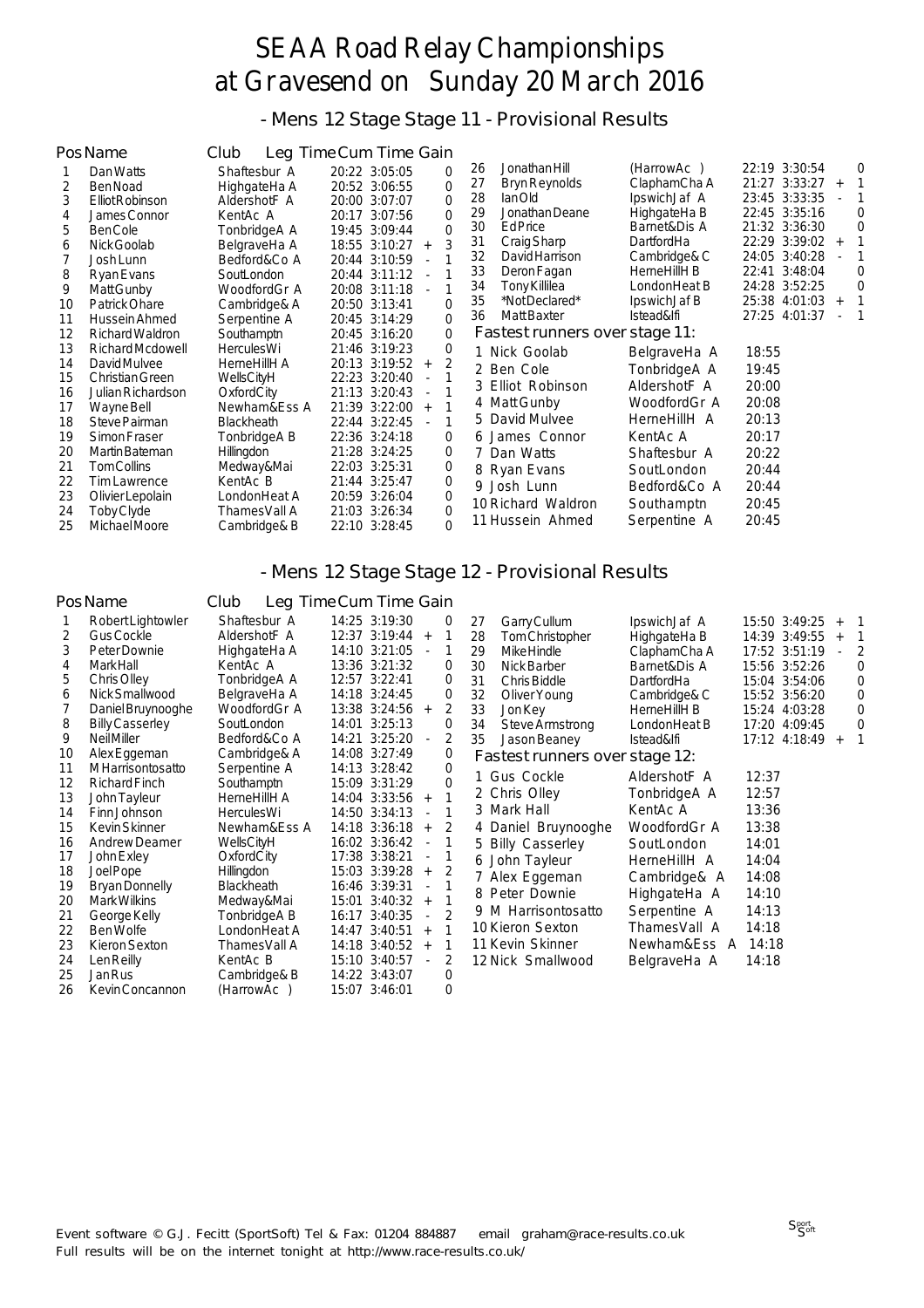# SEAA Road Relay Championships at Gravesend on Sunday 20 March 2016

## - Mens 12 Stage Stage 11 - Provisional Results

| Pos | Name | Club | Leg Time | Cum Time | Gain |
|---|---|---|---|---|---|
| 1 | Dan Watts | Shaftesbur A | 20:22 | 3:05:05 | 0 |
| 2 | Ben Noad | HighgateHa A | 20:52 | 3:06:55 | 0 |
| 3 | Elliot Robinson | AldershotF A | 20:00 | 3:07:07 | 0 |
| 4 | James Connor | KentAc A | 20:17 | 3:07:56 | 0 |
| 5 | Ben Cole | TonbridgeA A | 19:45 | 3:09:44 | 0 |
| 6 | Nick Goolab | BelgraveHa A | 18:55 | 3:10:27 | + 3 |
| 7 | Josh Lunn | Bedford&Co A | 20:44 | 3:10:59 | - 1 |
| 8 | Ryan Evans | SoutLondon | 20:44 | 3:11:12 | - 1 |
| 9 | Matt Gunby | WoodfordGr A | 20:08 | 3:11:18 | - 1 |
| 10 | Patrick Ohare | Cambridge& A | 20:50 | 3:13:41 | 0 |
| 11 | Hussein Ahmed | Serpentine A | 20:45 | 3:14:29 | 0 |
| 12 | Richard Waldron | Southamptn | 20:45 | 3:16:20 | 0 |
| 13 | Richard Mcdowell | HerculesWi | 21:46 | 3:19:23 | 0 |
| 14 | David Mulvee | HerneHillH A | 20:13 | 3:19:52 | + 2 |
| 15 | Christian Green | WellsCityH | 22:23 | 3:20:40 | - 1 |
| 16 | Julian Richardson | OxfordCity | 21:13 | 3:20:43 | - 1 |
| 17 | Wayne Bell | Newham&Ess A | 21:39 | 3:22:00 | + 1 |
| 18 | Steve Pairman | Blackheath | 22:44 | 3:22:45 | - 1 |
| 19 | Simon Fraser | TonbridgeA B | 22:36 | 3:24:18 | 0 |
| 20 | Martin Bateman | Hillingdon | 21:28 | 3:24:25 | 0 |
| 21 | Tom Collins | Medway&Mai | 22:03 | 3:25:31 | 0 |
| 22 | Tim Lawrence | KentAc B | 21:44 | 3:25:47 | 0 |
| 23 | Olivier Lepolain | LondonHeat A | 20:59 | 3:26:04 | 0 |
| 24 | Toby Clyde | ThamesVall A | 21:03 | 3:26:34 | 0 |
| 25 | Michael Moore | Cambridge& B | 22:10 | 3:28:45 | 0 |
| 26 | Jonathan Hill | (HarrowAc ) | 22:19 | 3:30:54 | 0 |
| 27 | Bryn Reynolds | ClaphamCha A | 21:27 | 3:33:27 | + 1 |
| 28 | Ian Old | IpswichJaf A | 23:45 | 3:33:35 | - 1 |
| 29 | Jonathan Deane | HighgateHa B | 22:45 | 3:35:16 | 0 |
| 30 | Ed Price | Barnet&Dis A | 21:32 | 3:36:30 | 0 |
| 31 | Craig Sharp | DartfordHa | 22:29 | 3:39:02 | + 1 |
| 32 | David Harrison | Cambridge& C | 24:05 | 3:40:28 | - 1 |
| 33 | Deron Fagan | HerneHillH B | 22:41 | 3:48:04 | 0 |
| 34 | Tony Killilea | LondonHeat B | 24:28 | 3:52:25 | 0 |
| 35 | *NotDeclared* | IpswichJaf B | 25:38 | 4:01:03 | + 1 |
| 36 | Matt Baxter | Istead&Ifi | 27:25 | 4:01:37 | - 1 |

### Fastest runners over stage 11:

| | Name | Club | Time |
|---|---|---|---|
| 1 | Nick Goolab | BelgraveHa A | 18:55 |
| 2 | Ben Cole | TonbridgeA A | 19:45 |
| 3 | Elliot Robinson | AldershotF A | 20:00 |
| 4 | Matt Gunby | WoodfordGr A | 20:08 |
| 5 | David Mulvee | HerneHillH A | 20:13 |
| 6 | James Connor | KentAc A | 20:17 |
| 7 | Dan Watts | Shaftesbur A | 20:22 |
| 8 | Ryan Evans | SoutLondon | 20:44 |
| 9 | Josh Lunn | Bedford&Co A | 20:44 |
| 10 | Richard Waldron | Southamptn | 20:45 |
| 11 | Hussein Ahmed | Serpentine A | 20:45 |

## - Mens 12 Stage Stage 12 - Provisional Results

| Pos | Name | Club | Leg Time | Cum Time | Gain |
|---|---|---|---|---|---|
| 1 | Robert Lightowler | Shaftesbur A | 14:25 | 3:19:30 | 0 |
| 2 | Gus Cockle | AldershotF A | 12:37 | 3:19:44 | + 1 |
| 3 | Peter Downie | HighgateHa A | 14:10 | 3:21:05 | - 1 |
| 4 | Mark Hall | KentAc A | 13:36 | 3:21:32 | 0 |
| 5 | Chris Olley | TonbridgeA A | 12:57 | 3:22:41 | 0 |
| 6 | Nick Smallwood | BelgraveHa A | 14:18 | 3:24:45 | 0 |
| 7 | Daniel Bruynooghe | WoodfordGr A | 13:38 | 3:24:56 | + 2 |
| 8 | Billy Casserley | SoutLondon | 14:01 | 3:25:13 | 0 |
| 9 | Neil Miller | Bedford&Co A | 14:21 | 3:25:20 | - 2 |
| 10 | Alex Eggeman | Cambridge& A | 14:08 | 3:27:49 | 0 |
| 11 | M Harrisontosatto | Serpentine A | 14:13 | 3:28:42 | 0 |
| 12 | Richard Finch | Southamptn | 15:09 | 3:31:29 | 0 |
| 13 | John Tayleur | HerneHillH A | 14:04 | 3:33:56 | + 1 |
| 14 | Finn Johnson | HerculesWi | 14:50 | 3:34:13 | - 1 |
| 15 | Kevin Skinner | Newham&Ess A | 14:18 | 3:36:18 | + 2 |
| 16 | Andrew Deamer | WellsCityH | 16:02 | 3:36:42 | - 1 |
| 17 | John Exley | OxfordCity | 17:38 | 3:38:21 | - 1 |
| 18 | Joel Pope | Hillingdon | 15:03 | 3:39:28 | + 2 |
| 19 | Bryan Donnelly | Blackheath | 16:46 | 3:39:31 | - 1 |
| 20 | Mark Wilkins | Medway&Mai | 15:01 | 3:40:32 | + 1 |
| 21 | George Kelly | TonbridgeA B | 16:17 | 3:40:35 | - 2 |
| 22 | Ben Wolfe | LondonHeat A | 14:47 | 3:40:51 | + 1 |
| 23 | Kieron Sexton | ThamesVall A | 14:18 | 3:40:52 | + 1 |
| 24 | Len Reilly | KentAc B | 15:10 | 3:40:57 | - 2 |
| 25 | Jan Rus | Cambridge& B | 14:22 | 3:43:07 | 0 |
| 26 | Kevin Concannon | (HarrowAc ) | 15:07 | 3:46:01 | 0 |
| 27 | Garry Cullum | IpswichJaf A | 15:50 | 3:49:25 | + 1 |
| 28 | Tom Christopher | HighgateHa B | 14:39 | 3:49:55 | + 1 |
| 29 | Mike Hindle | ClaphamCha A | 17:52 | 3:51:19 | - 2 |
| 30 | Nick Barber | Barnet&Dis A | 15:56 | 3:52:26 | 0 |
| 31 | Chris Biddle | DartfordHa | 15:04 | 3:54:06 | 0 |
| 32 | Oliver Young | Cambridge& C | 15:52 | 3:56:20 | 0 |
| 33 | Jon Key | HerneHillH B | 15:24 | 4:03:28 | 0 |
| 34 | Steve Armstrong | LondonHeat B | 17:20 | 4:09:45 | 0 |
| 35 | Jason Beaney | Istead&Ifi | 17:12 | 4:18:49 | + 1 |

### Fastest runners over stage 12:

| | Name | Club | Time |
|---|---|---|---|
| 1 | Gus Cockle | AldershotF A | 12:37 |
| 2 | Chris Olley | TonbridgeA A | 12:57 |
| 3 | Mark Hall | KentAc A | 13:36 |
| 4 | Daniel Bruynooghe | WoodfordGr A | 13:38 |
| 5 | Billy Casserley | SoutLondon | 14:01 |
| 6 | John Tayleur | HerneHillH A | 14:04 |
| 7 | Alex Eggeman | Cambridge& A | 14:08 |
| 8 | Peter Downie | HighgateHa A | 14:10 |
| 9 | M Harrisontosatto | Serpentine A | 14:13 |
| 10 | Kieron Sexton | ThamesVall A | 14:18 |
| 11 | Kevin Skinner | Newham&Ess A | 14:18 |
| 12 | Nick Smallwood | BelgraveHa A | 14:18 |

Event software © G.J. Fecitt (SportSoft) Tel & Fax: 01204 884887 email graham@race-results.co.uk
Full results will be on the internet tonight at http://www.race-results.co.uk/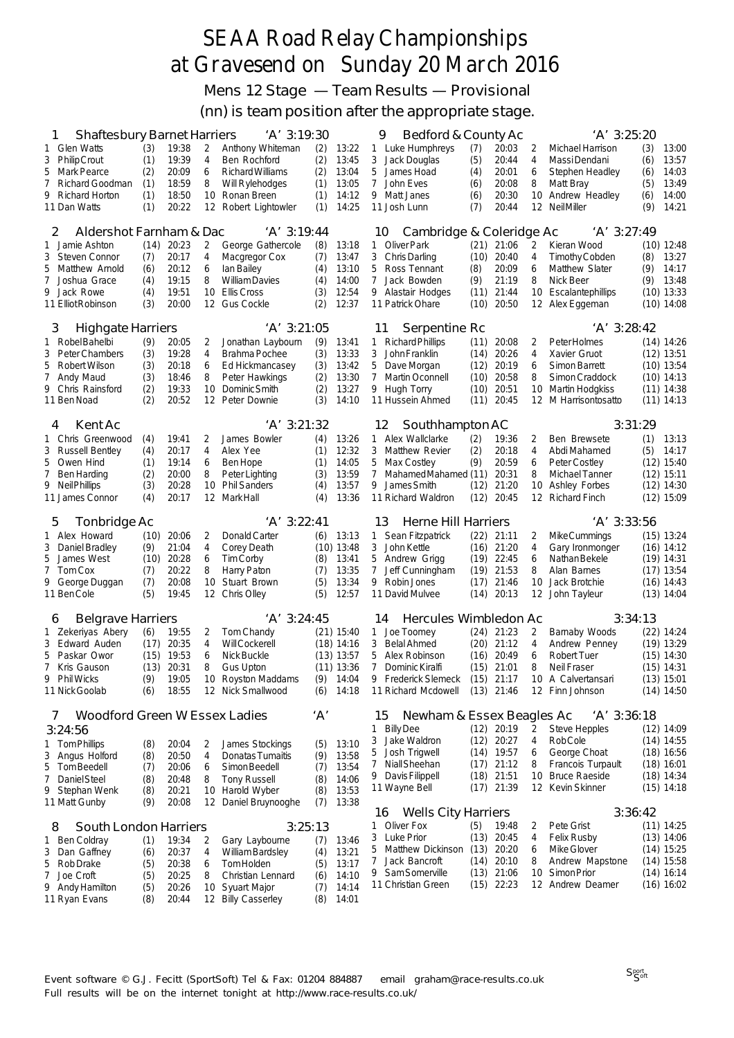# SEAA Road Relay Championships at Gravesend on Sunday 20 March 2016

## Mens 12 Stage — Team Results — Provisional

(nn) is team position after the appropriate stage.

### 1 Shaftesbury Barnet Harriers 'A' 3:19:30

| Leg | Name | Pos | Time | Leg | Name | Pos | Time |
|---|---|---|---|---|---|---|---|
| 1 | Glen Watts | (3) | 19:38 | 2 | Anthony Whiteman | (2) | 13:22 |
| 3 | Philip Crout | (1) | 19:39 | 4 | Ben Rochford | (2) | 13:45 |
| 5 | Mark Pearce | (2) | 20:09 | 6 | Richard Williams | (2) | 13:04 |
| 7 | Richard Goodman | (1) | 18:59 | 8 | Will Rylehodges | (1) | 13:05 |
| 9 | Richard Horton | (1) | 18:50 | 10 | Ronan Breen | (1) | 14:12 |
| 11 | Dan Watts | (1) | 20:22 | 12 | Robert Lightowler | (1) | 14:25 |

### 2 Aldershot Farnham & Dac 'A' 3:19:44

| Leg | Name | Pos | Time | Leg | Name | Pos | Time |
|---|---|---|---|---|---|---|---|
| 1 | Jamie Ashton | (14) | 20:23 | 2 | George Gathercole | (8) | 13:18 |
| 3 | Steven Connor | (7) | 20:17 | 4 | Macgregor Cox | (7) | 13:47 |
| 5 | Matthew Arnold | (6) | 20:12 | 6 | Ian Bailey | (4) | 13:10 |
| 7 | Joshua Grace | (4) | 19:15 | 8 | William Davies | (4) | 14:00 |
| 9 | Jack Rowe | (4) | 19:51 | 10 | Ellis Cross | (3) | 12:54 |
| 11 | Elliot Robinson | (3) | 20:00 | 12 | Gus Cockle | (2) | 12:37 |

### 3 Highgate Harriers 'A' 3:21:05

| Leg | Name | Pos | Time | Leg | Name | Pos | Time |
|---|---|---|---|---|---|---|---|
| 1 | Robel Bahelbi | (9) | 20:05 | 2 | Jonathan Laybourn | (9) | 13:41 |
| 3 | Peter Chambers | (3) | 19:28 | 4 | Brahma Pochee | (3) | 13:33 |
| 5 | Robert Wilson | (3) | 20:18 | 6 | Ed Hickmancasey | (3) | 13:42 |
| 7 | Andy Maud | (3) | 18:46 | 8 | Peter Hawkings | (2) | 13:30 |
| 9 | Chris Rainsford | (2) | 19:33 | 10 | Dominic Smith | (2) | 13:27 |
| 11 | Ben Noad | (2) | 20:52 | 12 | Peter Downie | (3) | 14:10 |

### 4 Kent Ac 'A' 3:21:32

| Leg | Name | Pos | Time | Leg | Name | Pos | Time |
|---|---|---|---|---|---|---|---|
| 1 | Chris Greenwood | (4) | 19:41 | 2 | James Bowler | (4) | 13:26 |
| 3 | Russell Bentley | (4) | 20:17 | 4 | Alex Yee | (1) | 12:32 |
| 5 | Owen Hind | (1) | 19:14 | 6 | Ben Hope | (1) | 14:05 |
| 7 | Ben Harding | (2) | 20:00 | 8 | Peter Lighting | (3) | 13:59 |
| 9 | Neil Phillips | (3) | 20:28 | 10 | Phil Sanders | (4) | 13:57 |
| 11 | James Connor | (4) | 20:17 | 12 | Mark Hall | (4) | 13:36 |

### 5 Tonbridge Ac 'A' 3:22:41

| Leg | Name | Pos | Time | Leg | Name | Pos | Time |
|---|---|---|---|---|---|---|---|
| 1 | Alex Howard | (10) | 20:06 | 2 | Donald Carter | (6) | 13:13 |
| 3 | Daniel Bradley | (9) | 21:04 | 4 | Corey Death | (10) | 13:48 |
| 5 | James West | (10) | 20:28 | 6 | Tim Corby | (8) | 13:41 |
| 7 | Tom Cox | (7) | 20:22 | 8 | Harry Paton | (7) | 13:35 |
| 9 | George Duggan | (7) | 20:08 | 10 | Stuart Brown | (5) | 13:34 |
| 11 | Ben Cole | (5) | 19:45 | 12 | Chris Olley | (5) | 12:57 |

### 6 Belgrave Harriers 'A' 3:24:45

| Leg | Name | Pos | Time | Leg | Name | Pos | Time |
|---|---|---|---|---|---|---|---|
| 1 | Zekeriyas Abery | (6) | 19:55 | 2 | Tom Chandy | (21) | 15:40 |
| 3 | Edward Auden | (17) | 20:35 | 4 | Will Cockerell | (18) | 14:16 |
| 5 | Paskar Owor | (15) | 19:53 | 6 | Nick Buckle | (13) | 13:57 |
| 7 | Kris Gauson | (13) | 20:31 | 8 | Gus Upton | (11) | 13:36 |
| 9 | Phil Wicks | (9) | 19:05 | 10 | Royston Maddams | (9) | 14:04 |
| 11 | Nick Goolab | (6) | 18:55 | 12 | Nick Smallwood | (6) | 14:18 |

### 7 Woodford Green W Essex Ladies 'A' 3:24:56

| Leg | Name | Pos | Time | Leg | Name | Pos | Time |
|---|---|---|---|---|---|---|---|
| 1 | Tom Phillips | (8) | 20:04 | 2 | James Stockings | (5) | 13:10 |
| 3 | Angus Holford | (8) | 20:50 | 4 | Donatas Tumaitis | (9) | 13:58 |
| 5 | Tom Beedell | (7) | 20:06 | 6 | Simon Beedell | (7) | 13:54 |
| 7 | Daniel Steel | (8) | 20:48 | 8 | Tony Russell | (8) | 14:06 |
| 9 | Stephan Wenk | (8) | 20:21 | 10 | Harold Wyber | (8) | 13:53 |
| 11 | Matt Gunby | (9) | 20:08 | 12 | Daniel Bruynooghe | (7) | 13:38 |

### 8 South London Harriers 3:25:13

| Leg | Name | Pos | Time | Leg | Name | Pos | Time |
|---|---|---|---|---|---|---|---|
| 1 | Ben Coldray | (1) | 19:34 | 2 | Gary Laybourne | (7) | 13:46 |
| 3 | Dan Gaffney | (6) | 20:37 | 4 | William Bardsley | (4) | 13:21 |
| 5 | Rob Drake | (5) | 20:38 | 6 | Tom Holden | (5) | 13:17 |
| 7 | Joe Croft | (5) | 20:25 | 8 | Christian Lennard | (6) | 14:10 |
| 9 | Andy Hamilton | (5) | 20:26 | 10 | Syuart Major | (7) | 14:14 |
| 11 | Ryan Evans | (8) | 20:44 | 12 | Billy Casserley | (8) | 14:01 |

### 9 Bedford & County Ac 'A' 3:25:20

| Leg | Name | Pos | Time | Leg | Name | Pos | Time |
|---|---|---|---|---|---|---|---|
| 1 | Luke Humphreys | (7) | 20:03 | 2 | Michael Harrison | (3) | 13:00 |
| 3 | Jack Douglas | (5) | 20:44 | 4 | Massi Dendani | (6) | 13:57 |
| 5 | James Hoad | (4) | 20:01 | 6 | Stephen Headley | (6) | 14:03 |
| 7 | John Eves | (6) | 20:08 | 8 | Matt Bray | (5) | 13:49 |
| 9 | Matt Janes | (6) | 20:30 | 10 | Andrew Headley | (6) | 14:00 |
| 11 | Josh Lunn | (7) | 20:44 | 12 | Neil Miller | (9) | 14:21 |

### 10 Cambridge & Coleridge Ac 'A' 3:27:49

| Leg | Name | Pos | Time | Leg | Name | Pos | Time |
|---|---|---|---|---|---|---|---|
| 1 | Oliver Park | (21) | 21:06 | 2 | Kieran Wood | (10) | 12:48 |
| 3 | Chris Darling | (10) | 20:40 | 4 | Timothy Cobden | (8) | 13:27 |
| 5 | Ross Tennant | (8) | 20:09 | 6 | Matthew Slater | (9) | 14:17 |
| 7 | Jack Bowden | (9) | 21:19 | 8 | Nick Beer | (9) | 13:48 |
| 9 | Alastair Hodges | (11) | 21:44 | 10 | Escalantephillips | (10) | 13:33 |
| 11 | Patrick Ohare | (10) | 20:50 | 12 | Alex Eggeman | (10) | 14:08 |

### 11 Serpentine Rc 'A' 3:28:42

| Leg | Name | Pos | Time | Leg | Name | Pos | Time |
|---|---|---|---|---|---|---|---|
| 1 | Richard Phillips | (11) | 20:08 | 2 | Peter Holmes | (14) | 14:26 |
| 3 | John Franklin | (14) | 20:26 | 4 | Xavier Gruot | (12) | 13:51 |
| 5 | Dave Morgan | (12) | 20:19 | 6 | Simon Barrett | (10) | 13:54 |
| 7 | Martin Oconnell | (10) | 20:58 | 8 | Simon Craddock | (10) | 14:13 |
| 9 | Hugh Torry | (10) | 20:51 | 10 | Martin Hodgkiss | (11) | 14:38 |
| 11 | Hussein Ahmed | (11) | 20:45 | 12 | M Harrisontosatto | (11) | 14:13 |

### 12 Southhampton AC 3:31:29

| Leg | Name | Pos | Time | Leg | Name | Pos | Time |
|---|---|---|---|---|---|---|---|
| 1 | Alex Wallclarke | (2) | 19:36 | 2 | Ben Brewsete | (1) | 13:13 |
| 3 | Matthew Revier | (2) | 20:18 | 4 | Abdi Mahamed | (5) | 14:17 |
| 5 | Max Costley | (9) | 20:59 | 6 | Peter Costley | (12) | 15:40 |
| 7 | Mahamed Mahamed | (11) | 20:31 | 8 | Michael Tanner | (12) | 15:11 |
| 9 | James Smith | (12) | 21:20 | 10 | Ashley Forbes | (12) | 14:30 |
| 11 | Richard Waldron | (12) | 20:45 | 12 | Richard Finch | (12) | 15:09 |

### 13 Herne Hill Harriers 'A' 3:33:56

| Leg | Name | Pos | Time | Leg | Name | Pos | Time |
|---|---|---|---|---|---|---|---|
| 1 | Sean Fitzpatrick | (22) | 21:11 | 2 | Mike Cummings | (15) | 13:24 |
| 3 | John Kettle | (16) | 21:20 | 4 | Gary Ironmonger | (16) | 14:12 |
| 5 | Andrew Grigg | (19) | 22:45 | 6 | Nathan Bekele | (19) | 14:31 |
| 7 | Jeff Cunningham | (19) | 21:53 | 8 | Alan Barnes | (17) | 13:54 |
| 9 | Robin Jones | (17) | 21:46 | 10 | Jack Brotchie | (16) | 14:43 |
| 11 | David Mulvee | (14) | 20:13 | 12 | John Tayleur | (13) | 14:04 |

### 14 Hercules Wimbledon Ac 3:34:13

| Leg | Name | Pos | Time | Leg | Name | Pos | Time |
|---|---|---|---|---|---|---|---|
| 1 | Joe Toomey | (24) | 21:23 | 2 | Barnaby Woods | (22) | 14:24 |
| 3 | Belal Ahmed | (20) | 21:12 | 4 | Andrew Penney | (19) | 13:29 |
| 5 | Alex Robinson | (16) | 20:49 | 6 | Robert Tuer | (15) | 14:30 |
| 7 | Dominic Kiralfi | (15) | 21:01 | 8 | Neil Fraser | (15) | 14:31 |
| 9 | Frederick Slemeck | (15) | 21:17 | 10 | A Calvertansari | (13) | 15:01 |
| 11 | Richard Mcdowell | (13) | 21:46 | 12 | Finn Johnson | (14) | 14:50 |

### 15 Newham & Essex Beagles Ac 'A' 3:36:18

| Leg | Name | Pos | Time | Leg | Name | Pos | Time |
|---|---|---|---|---|---|---|---|
| 1 | Billy Dee | (12) | 20:19 | 2 | Steve Hepples | (12) | 14:09 |
| 3 | Jake Waldron | (12) | 20:27 | 4 | Rob Cole | (14) | 14:55 |
| 5 | Josh Trigwell | (14) | 19:57 | 6 | George Choat | (18) | 16:56 |
| 7 | Niall Sheehan | (17) | 21:12 | 8 | Francois Turpault | (18) | 16:01 |
| 9 | Davis Filippell | (18) | 21:51 | 10 | Bruce Raeside | (18) | 14:34 |
| 11 | Wayne Bell | (17) | 21:39 | 12 | Kevin Skinner | (15) | 14:18 |

### 16 Wells City Harriers 3:36:42

| Leg | Name | Pos | Time | Leg | Name | Pos | Time |
|---|---|---|---|---|---|---|---|
| 1 | Oliver Fox | (5) | 19:48 | 2 | Pete Grist | (11) | 14:25 |
| 3 | Luke Prior | (13) | 20:45 | 4 | Felix Rusby | (13) | 14:06 |
| 5 | Matthew Dickinson | (13) | 20:20 | 6 | Mike Glover | (14) | 15:25 |
| 7 | Jack Bancroft | (14) | 20:10 | 8 | Andrew Mapstone | (14) | 15:58 |
| 9 | Sam Somerville | (13) | 21:06 | 10 | Simon Prior | (14) | 16:14 |
| 11 | Christian Green | (15) | 22:23 | 12 | Andrew Deamer | (16) | 16:02 |

Event software © G.J. Fecitt (SportSoft) Tel & Fax: 01204 884887 email graham@race-results.co.uk
Full results will be on the internet tonight at http://www.race-results.co.uk/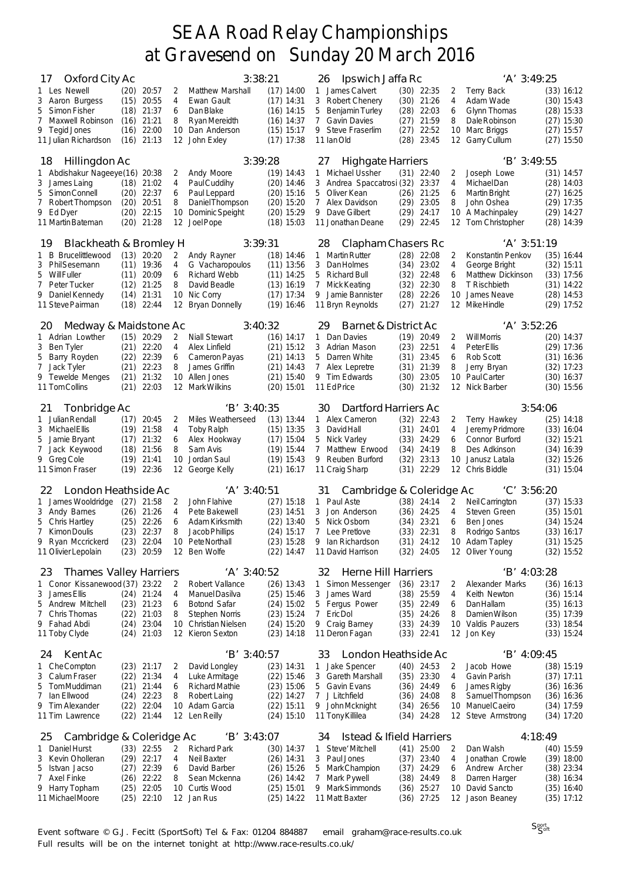# SEAA Road Relay Championships at Gravesend on Sunday 20 March 2016

## 17 Oxford City Ac — 3:38:21

| Leg | Name | Pos | Time | Leg | Name | Pos | Time |
|---|---|---|---|---|---|---|---|
| 1 | Les Newell | (20) | 20:57 | 2 | Matthew Marshall | (17) | 14:00 |
| 3 | Aaron Burgess | (15) | 20:55 | 4 | Ewan Gault | (17) | 14:31 |
| 5 | Simon Fisher | (18) | 21:37 | 6 | Dan Blake | (16) | 14:15 |
| 7 | Maxwell Robinson | (16) | 21:21 | 8 | Ryan Mereidth | (16) | 14:37 |
| 9 | Tegid Jones | (16) | 22:00 | 10 | Dan Anderson | (15) | 15:17 |
| 11 | Julian Richardson | (16) | 21:13 | 12 | John Exley | (17) | 17:38 |

## 18 Hillingdon Ac — 3:39:28

| Leg | Name | Pos | Time | Leg | Name | Pos | Time |
|---|---|---|---|---|---|---|---|
| 1 | Abdishakur Nageeye | (16) | 20:38 | 2 | Andy Moore | (19) | 14:43 |
| 3 | James Laing | (18) | 21:02 | 4 | Paul Cuddihy | (20) | 14:46 |
| 5 | Simon Connell | (20) | 22:37 | 6 | Paul Leppard | (20) | 15:16 |
| 7 | Robert Thompson | (20) | 20:51 | 8 | Daniel Thompson | (20) | 15:20 |
| 9 | Ed Dyer | (20) | 22:15 | 10 | Dominic Speight | (20) | 15:29 |
| 11 | Martin Bateman | (20) | 21:28 | 12 | Joel Pope | (18) | 15:03 |

## 19 Blackheath & Bromley H — 3:39:31

| Leg | Name | Pos | Time | Leg | Name | Pos | Time |
|---|---|---|---|---|---|---|---|
| 1 | B Brucelittlewood | (13) | 20:20 | 2 | Andy Rayner | (18) | 14:46 |
| 3 | Phil Sesemann | (11) | 19:36 | 4 | G Vacharopoulos | (11) | 13:56 |
| 5 | Will Fuller | (11) | 20:09 | 6 | Richard Webb | (11) | 14:25 |
| 7 | Peter Tucker | (12) | 21:25 | 8 | David Beadle | (13) | 16:19 |
| 9 | Daniel Kennedy | (14) | 21:31 | 10 | Nic Corry | (17) | 17:34 |
| 11 | Steve Pairman | (18) | 22:44 | 12 | Bryan Donnelly | (19) | 16:46 |

## 20 Medway & Maidstone Ac — 3:40:32

| Leg | Name | Pos | Time | Leg | Name | Pos | Time |
|---|---|---|---|---|---|---|---|
| 1 | Adrian Lowther | (15) | 20:29 | 2 | Niall Stewart | (16) | 14:17 |
| 3 | Ben Tyler | (21) | 22:20 | 4 | Alex Linfield | (21) | 15:12 |
| 5 | Barry Royden | (22) | 22:39 | 6 | Cameron Payas | (21) | 14:13 |
| 7 | Jack Tyler | (21) | 22:23 | 8 | James Griffin | (21) | 14:43 |
| 9 | Tewelde Menges | (21) | 21:32 | 10 | Allen Jones | (21) | 15:40 |
| 11 | Tom Collins | (21) | 22:03 | 12 | Mark Wilkins | (20) | 15:01 |

## 21 Tonbridge Ac — 'B' 3:40:35

| Leg | Name | Pos | Time | Leg | Name | Pos | Time |
|---|---|---|---|---|---|---|---|
| 1 | Julian Rendall | (17) | 20:45 | 2 | Miles Weatherseed | (13) | 13:44 |
| 3 | Michael Ellis | (19) | 21:58 | 4 | Toby Ralph | (15) | 13:35 |
| 5 | Jamie Bryant | (17) | 21:32 | 6 | Alex Hookway | (17) | 15:04 |
| 7 | Jack Keywood | (18) | 21:56 | 8 | Sam Avis | (19) | 15:44 |
| 9 | Greg Cole | (19) | 21:41 | 10 | Jordan Saul | (19) | 15:43 |
| 11 | Simon Fraser | (19) | 22:36 | 12 | George Kelly | (21) | 16:17 |

## 22 London Heathside Ac — 'A' 3:40:51

| Leg | Name | Pos | Time | Leg | Name | Pos | Time |
|---|---|---|---|---|---|---|---|
| 1 | James Wooldridge | (27) | 21:58 | 2 | John Flahive | (27) | 15:18 |
| 3 | Andy Barnes | (26) | 21:26 | 4 | Pete Bakewell | (23) | 14:51 |
| 5 | Chris Hartley | (25) | 22:26 | 6 | Adam Kirksmith | (22) | 13:40 |
| 7 | Kimon Doulis | (23) | 22:37 | 8 | Jacob Phillips | (24) | 15:17 |
| 9 | Ryan Mccrickerd | (23) | 22:04 | 10 | Pete Northall | (23) | 15:28 |
| 11 | Olivier Lepolain | (23) | 20:59 | 12 | Ben Wolfe | (22) | 14:47 |

## 23 Thames Valley Harriers — 'A' 3:40:52

| Leg | Name | Pos | Time | Leg | Name | Pos | Time |
|---|---|---|---|---|---|---|---|
| 1 | Conor Kissanewood | (37) | 23:22 | 2 | Robert Vallance | (26) | 13:43 |
| 3 | James Ellis | (24) | 21:24 | 4 | Manuel Dasilva | (25) | 15:46 |
| 5 | Andrew Mitchell | (23) | 21:23 | 6 | Botond Safar | (24) | 15:02 |
| 7 | Chris Thomas | (22) | 21:03 | 8 | Stephen Norris | (23) | 15:24 |
| 9 | Fahad Abdi | (24) | 23:04 | 10 | Christian Nielsen | (24) | 15:20 |
| 11 | Toby Clyde | (24) | 21:03 | 12 | Kieron Sexton | (23) | 14:18 |

## 24 Kent Ac — 'B' 3:40:57

| Leg | Name | Pos | Time | Leg | Name | Pos | Time |
|---|---|---|---|---|---|---|---|
| 1 | Che Compton | (23) | 21:17 | 2 | David Longley | (23) | 14:31 |
| 3 | Calum Fraser | (22) | 21:34 | 4 | Luke Armitage | (22) | 15:46 |
| 5 | Tom Muddiman | (21) | 21:44 | 6 | Richard Mathie | (23) | 15:06 |
| 7 | Ian Ellwood | (24) | 22:23 | 8 | Robert Laing | (22) | 14:27 |
| 9 | Tim Alexander | (22) | 22:04 | 10 | Adam Garcia | (22) | 15:11 |
| 11 | Tim Lawrence | (22) | 21:44 | 12 | Len Reilly | (24) | 15:10 |

## 25 Cambridge & Coleridge Ac — 'B' 3:43:07

| Leg | Name | Pos | Time | Leg | Name | Pos | Time |
|---|---|---|---|---|---|---|---|
| 1 | Daniel Hurst | (33) | 22:55 | 2 | Richard Park | (30) | 14:37 |
| 3 | Kevin Oholleran | (29) | 22:17 | 4 | Neil Baxter | (26) | 14:31 |
| 5 | Istvan Jacso | (27) | 22:39 | 6 | David Barber | (26) | 15:26 |
| 7 | Axel Finke | (26) | 22:22 | 8 | Sean Mckenna | (26) | 14:42 |
| 9 | Harry Topham | (25) | 22:05 | 10 | Curtis Wood | (25) | 15:01 |
| 11 | Michael Moore | (25) | 22:10 | 12 | Jan Rus | (25) | 14:22 |

## 26 Ipswich Jaffa Rc — 'A' 3:49:25

| Leg | Name | Pos | Time | Leg | Name | Pos | Time |
|---|---|---|---|---|---|---|---|
| 1 | James Calvert | (30) | 22:35 | 2 | Terry Back | (33) | 16:12 |
| 3 | Robert Chenery | (30) | 21:26 | 4 | Adam Wade | (30) | 15:43 |
| 5 | Benjamin Turley | (28) | 22:03 | 6 | Glynn Thomas | (28) | 15:33 |
| 7 | Gavin Davies | (27) | 21:59 | 8 | Dale Robinson | (27) | 15:30 |
| 9 | Steve Fraserlim | (27) | 22:52 | 10 | Marc Briggs | (27) | 15:57 |
| 11 | Ian Old | (28) | 23:45 | 12 | Garry Cullum | (27) | 15:50 |

## 27 Highgate Harriers — 'B' 3:49:55

| Leg | Name | Pos | Time | Leg | Name | Pos | Time |
|---|---|---|---|---|---|---|---|
| 1 | Michael Ussher | (31) | 22:40 | 2 | Joseph Lowe | (31) | 14:57 |
| 3 | Andrea Spaccatrosi | (32) | 23:37 | 4 | Michael Dan | (28) | 14:03 |
| 5 | Oliver Kean | (26) | 21:25 | 6 | Martin Bright | (27) | 16:25 |
| 7 | Alex Davidson | (29) | 23:05 | 8 | John Oshea | (29) | 17:35 |
| 9 | Dave Gilbert | (29) | 24:17 | 10 | A Machinpaley | (29) | 14:27 |
| 11 | Jonathan Deane | (29) | 22:45 | 12 | Tom Christopher | (28) | 14:39 |

## 28 Clapham Chasers Rc — 'A' 3:51:19

| Leg | Name | Pos | Time | Leg | Name | Pos | Time |
|---|---|---|---|---|---|---|---|
| 1 | Martin Rutter | (28) | 22:08 | 2 | Konstantin Penkov | (35) | 16:44 |
| 3 | Dan Holmes | (34) | 23:02 | 4 | George Bright | (32) | 15:11 |
| 5 | Richard Bull | (32) | 22:48 | 6 | Matthew Dickinson | (33) | 17:56 |
| 7 | Mick Keating | (32) | 22:30 | 8 | T Rischbieth | (31) | 14:22 |
| 9 | Jamie Bannister | (28) | 22:26 | 10 | James Neave | (28) | 14:53 |
| 11 | Bryn Reynolds | (27) | 21:27 | 12 | Mike Hindle | (29) | 17:52 |

## 29 Barnet & District Ac — 'A' 3:52:26

| Leg | Name | Pos | Time | Leg | Name | Pos | Time |
|---|---|---|---|---|---|---|---|
| 1 | Dan Davies | (19) | 20:49 | 2 | Will Morris | (20) | 14:37 |
| 3 | Adrian Mason | (23) | 22:51 | 4 | Peter Ellis | (29) | 17:36 |
| 5 | Darren White | (31) | 23:45 | 6 | Rob Scott | (31) | 16:36 |
| 7 | Alex Lepretre | (31) | 21:39 | 8 | Jerry Bryan | (32) | 17:23 |
| 9 | Tim Edwards | (30) | 23:05 | 10 | Paul Carter | (30) | 16:37 |
| 11 | Ed Price | (30) | 21:32 | 12 | Nick Barber | (30) | 15:56 |

## 30 Dartford Harriers Ac — 3:54:06

| Leg | Name | Pos | Time | Leg | Name | Pos | Time |
|---|---|---|---|---|---|---|---|
| 1 | Alex Cameron | (32) | 22:43 | 2 | Terry Hawkey | (25) | 14:18 |
| 3 | David Hall | (31) | 24:01 | 4 | Jeremy Pridmore | (33) | 16:04 |
| 5 | Nick Varley | (33) | 24:29 | 6 | Connor Burford | (32) | 15:21 |
| 7 | Matthew Erwood | (34) | 24:19 | 8 | Des Adkinson | (34) | 16:39 |
| 9 | Reuben Burford | (32) | 23:13 | 10 | Janusz Latala | (32) | 15:26 |
| 11 | Craig Sharp | (31) | 22:29 | 12 | Chris Biddle | (31) | 15:04 |

## 31 Cambridge & Coleridge Ac — 'C' 3:56:20

| Leg | Name | Pos | Time | Leg | Name | Pos | Time |
|---|---|---|---|---|---|---|---|
| 1 | Paul Aste | (38) | 24:14 | 2 | Neil Carrington | (37) | 15:33 |
| 3 | Jon Anderson | (36) | 24:25 | 4 | Steven Green | (35) | 15:01 |
| 5 | Nick Osborn | (34) | 23:21 | 6 | Ben Jones | (34) | 15:24 |
| 7 | Lee Pretlove | (33) | 22:31 | 8 | Rodrigo Santos | (33) | 16:17 |
| 9 | Ian Richardson | (31) | 24:12 | 10 | Adam Tapley | (31) | 15:25 |
| 11 | David Harrison | (32) | 24:05 | 12 | Oliver Young | (32) | 15:52 |

## 32 Herne Hill Harriers — 'B' 4:03:28

| Leg | Name | Pos | Time | Leg | Name | Pos | Time |
|---|---|---|---|---|---|---|---|
| 1 | Simon Messenger | (36) | 23:17 | 2 | Alexander Marks | (36) | 16:13 |
| 3 | James Ward | (38) | 25:59 | 4 | Keith Newton | (36) | 15:14 |
| 5 | Fergus Power | (35) | 22:49 | 6 | Dan Hallam | (35) | 16:13 |
| 7 | Eric Dol | (35) | 24:26 | 8 | Damien Wilson | (35) | 17:39 |
| 9 | Craig Barney | (33) | 24:39 | 10 | Valdis Pauzers | (33) | 18:54 |
| 11 | Deron Fagan | (33) | 22:41 | 12 | Jon Key | (33) | 15:24 |

## 33 London Heathside Ac — 'B' 4:09:45

| Leg | Name | Pos | Time | Leg | Name | Pos | Time |
|---|---|---|---|---|---|---|---|
| 1 | Jake Spencer | (40) | 24:53 | 2 | Jacob Howe | (38) | 15:19 |
| 3 | Gareth Marshall | (35) | 23:30 | 4 | Gavin Parish | (37) | 17:11 |
| 5 | Gavin Evans | (36) | 24:49 | 6 | James Rigby | (36) | 16:36 |
| 7 | J Litchfield | (36) | 24:08 | 8 | Samuel Thompson | (36) | 16:36 |
| 9 | John Mcknight | (34) | 26:56 | 10 | Manuel Caeiro | (34) | 17:59 |
| 11 | Tony Killilea | (34) | 24:28 | 12 | Steve Armstrong | (34) | 17:20 |

## 34 Istead & Ifield Harriers — 4:18:49

| Leg | Name | Pos | Time | Leg | Name | Pos | Time |
|---|---|---|---|---|---|---|---|
| 1 | Steve' Mitchell | (41) | 25:00 | 2 | Dan Walsh | (40) | 15:59 |
| 3 | Paul Jones | (37) | 23:40 | 4 | Jonathan Crowle | (39) | 18:00 |
| 5 | Mark Champion | (37) | 24:29 | 6 | Andrew Archer | (38) | 23:34 |
| 7 | Mark Pywell | (38) | 24:49 | 8 | Darren Harger | (38) | 16:34 |
| 9 | Mark Simmonds | (36) | 25:27 | 10 | David Sancto | (35) | 16:40 |
| 11 | Matt Baxter | (36) | 27:25 | 12 | Jason Beaney | (35) | 17:12 |

Event software © G.J. Fecitt (SportSoft) Tel & Fax: 01204 884887 email graham@race-results.co.uk

Full results will be on the internet tonight at http://www.race-results.co.uk/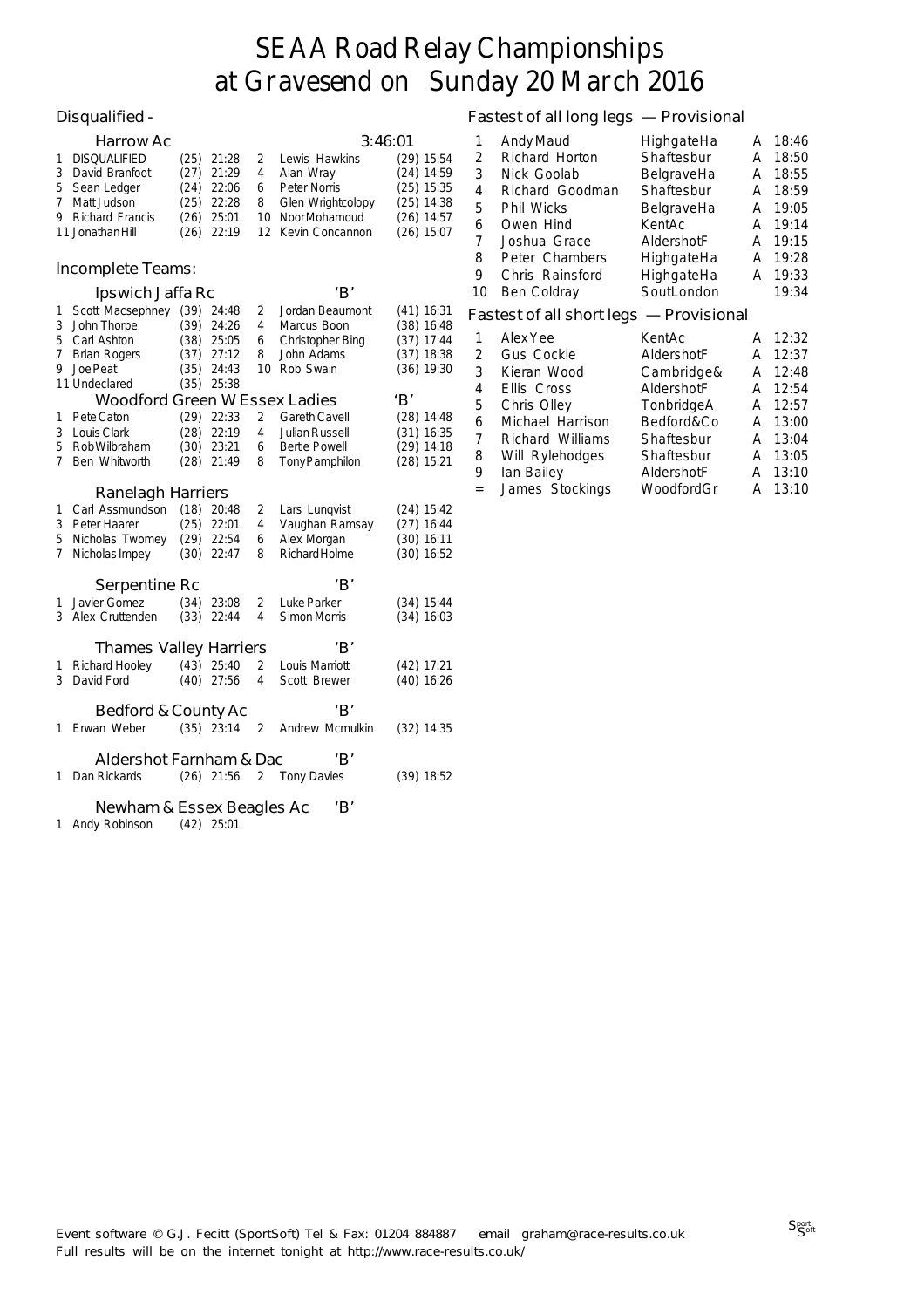# SEAA Road Relay Championships at Gravesend on Sunday 20 March 2016

## Disqualified -

### Harrow Ac — 3:46:01

| | | | | | | |
|---|---|---|---|---|---|---|
| 1 | DISQUALIFIED | (25) 21:28 | 2 | Lewis Hawkins | (29) 15:54 |
| 3 | David Branfoot | (27) 21:29 | 4 | Alan Wray | (24) 14:59 |
| 5 | Sean Ledger | (24) 22:06 | 6 | Peter Norris | (25) 15:35 |
| 7 | Matt Judson | (25) 22:28 | 8 | Glen Wrightcolopy | (25) 14:38 |
| 9 | Richard Francis | (26) 25:01 | 10 | NoorMohamoud | (26) 14:57 |
| 11 | Jonathan Hill | (26) 22:19 | 12 | Kevin Concannon | (26) 15:07 |

## Incomplete Teams:

### Ipswich Jaffa Rc 'B'

| | | | | | |
|---|---|---|---|---|---|
| 1 | Scott Macsephney | (39) 24:48 | 2 | Jordan Beaumont | (41) 16:31 |
| 3 | John Thorpe | (39) 24:26 | 4 | Marcus Boon | (38) 16:48 |
| 5 | Carl Ashton | (38) 25:05 | 6 | Christopher Bing | (37) 17:44 |
| 7 | Brian Rogers | (37) 27:12 | 8 | John Adams | (37) 18:38 |
| 9 | Joe Peat | (35) 24:43 | 10 | Rob Swain | (36) 19:30 |
| 11 | Undeclared | (35) 25:38 | | | |

### Woodford Green W Essex Ladies 'B'

| | | | | | |
|---|---|---|---|---|---|
| 1 | Pete Caton | (29) 22:33 | 2 | Gareth Cavell | (28) 14:48 |
| 3 | Louis Clark | (28) 22:19 | 4 | Julian Russell | (31) 16:35 |
| 5 | Rob Wilbraham | (30) 23:21 | 6 | Bertie Powell | (29) 14:18 |
| 7 | Ben Whitworth | (28) 21:49 | 8 | Tony Pamphilon | (28) 15:21 |

### Ranelagh Harriers

| | | | | | |
|---|---|---|---|---|---|
| 1 | Carl Assmundson | (18) 20:48 | 2 | Lars Lunqvist | (24) 15:42 |
| 3 | Peter Haarer | (25) 22:01 | 4 | Vaughan Ramsay | (27) 16:44 |
| 5 | Nicholas Twomey | (29) 22:54 | 6 | Alex Morgan | (30) 16:11 |
| 7 | Nicholas Impey | (30) 22:47 | 8 | Richard Holme | (30) 16:52 |

### Serpentine Rc 'B'

| | | | | | |
|---|---|---|---|---|---|
| 1 | Javier Gomez | (34) 23:08 | 2 | Luke Parker | (34) 15:44 |
| 3 | Alex Cruttenden | (33) 22:44 | 4 | Simon Morris | (34) 16:03 |

### Thames Valley Harriers 'B'

| | | | | | |
|---|---|---|---|---|---|
| 1 | Richard Hooley | (43) 25:40 | 2 | Louis Marriott | (42) 17:21 |
| 3 | David Ford | (40) 27:56 | 4 | Scott Brewer | (40) 16:26 |

### Bedford & County Ac 'B'

| | | | | | |
|---|---|---|---|---|---|
| 1 | Erwan Weber | (35) 23:14 | 2 | Andrew Mcmulkin | (32) 14:35 |

### Aldershot Farnham & Dac 'B'

| | | | | | |
|---|---|---|---|---|---|
| 1 | Dan Rickards | (26) 21:56 | 2 | Tony Davies | (39) 18:52 |

### Newham & Essex Beagles Ac 'B'

| | | | | | |
|---|---|---|---|---|---|
| 1 | Andy Robinson | (42) 25:01 | | | |

## Fastest of all long legs — Provisional

| | | | | |
|---|---|---|---|---|
| 1 | Andy Maud | HighgateHa | A | 18:46 |
| 2 | Richard Horton | Shaftesbur | A | 18:50 |
| 3 | Nick Goolab | BelgraveHa | A | 18:55 |
| 4 | Richard Goodman | Shaftesbur | A | 18:59 |
| 5 | Phil Wicks | BelgraveHa | A | 19:05 |
| 6 | Owen Hind | KentAc | A | 19:14 |
| 7 | Joshua Grace | AldershotF | A | 19:15 |
| 8 | Peter Chambers | HighgateHa | A | 19:28 |
| 9 | Chris Rainsford | HighgateHa | A | 19:33 |
| 10 | Ben Coldray | SoutLondon | | 19:34 |

## Fastest of all short legs — Provisional

| | | | | |
|---|---|---|---|---|
| 1 | Alex Yee | KentAc | A | 12:32 |
| 2 | Gus Cockle | AldershotF | A | 12:37 |
| 3 | Kieran Wood | Cambridge& | A | 12:48 |
| 4 | Ellis Cross | AldershotF | A | 12:54 |
| 5 | Chris Olley | TonbridgeA | A | 12:57 |
| 6 | Michael Harrison | Bedford&Co | A | 13:00 |
| 7 | Richard Williams | Shaftesbur | A | 13:04 |
| 8 | Will Rylehodges | Shaftesbur | A | 13:05 |
| 9 | Ian Bailey | AldershotF | A | 13:10 |
| = | James Stockings | WoodfordGr | A | 13:10 |

Event software © G.J. Fecitt (SportSoft) Tel & Fax: 01204 884887 email graham@race-results.co.uk
Full results will be on the internet tonight at http://www.race-results.co.uk/